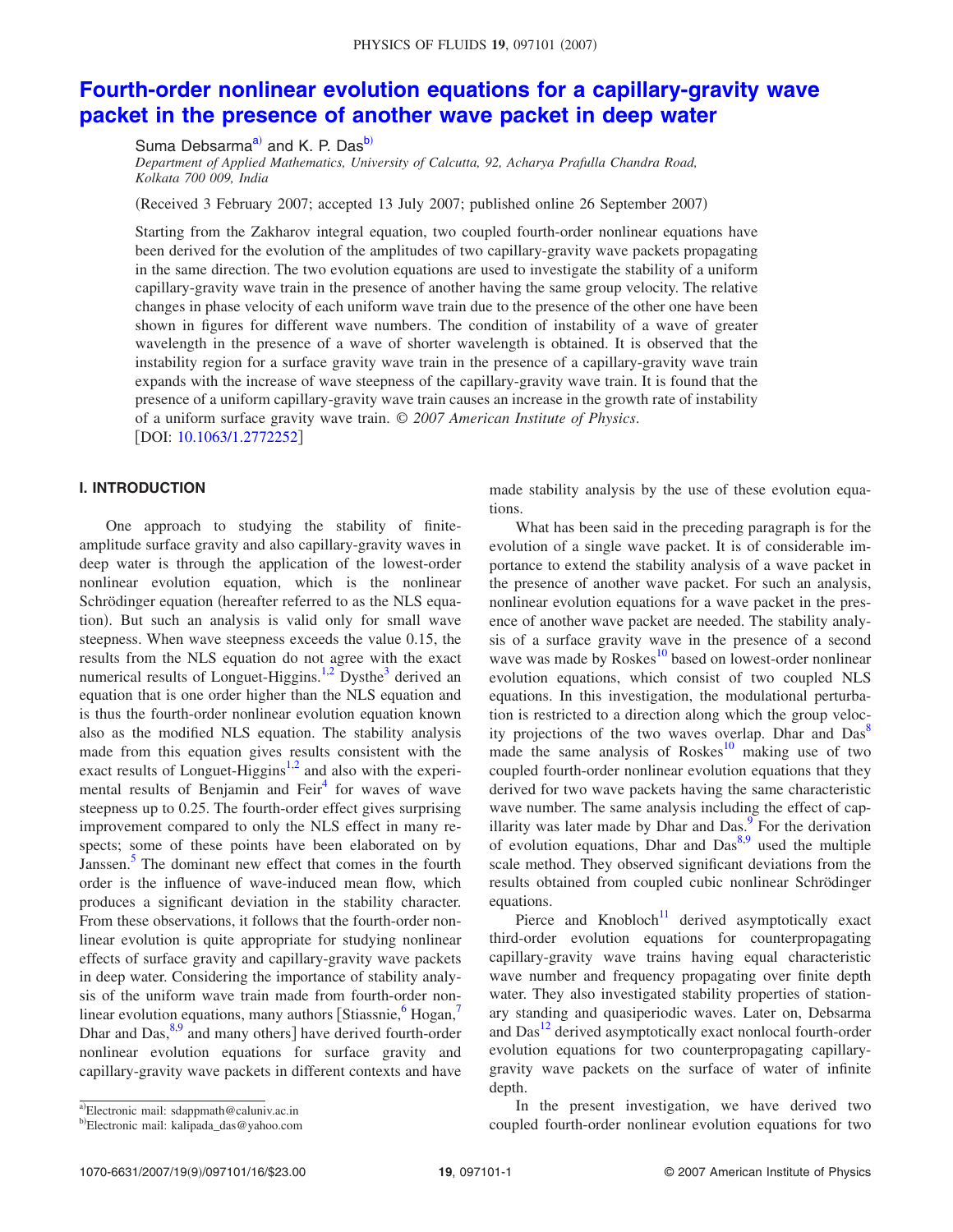# Fourth-order nonlinear evolution equations for a capillary-gravity wave packet in the presence of another wave packet in deep water

Suma Debsarma[a] and K. P. Das[b]

*Department of Applied Mathematics, University of Calcutta, 92, Acharya Prafulla Chandra Road, Kolkata 700 009, India*

(Received 3 February 2007; accepted 13 July 2007; published online 26 September 2007)

Starting from the Zakharov integral equation, two coupled fourth-order nonlinear equations have been derived for the evolution of the amplitudes of two capillary-gravity wave packets propagating in the same direction. The two evolution equations are used to investigate the stability of a uniform capillary-gravity wave train in the presence of another having the same group velocity. The relative changes in phase velocity of each uniform wave train due to the presence of the other one have been shown in figures for different wave numbers. The condition of instability of a wave of greater wavelength in the presence of a wave of shorter wavelength is obtained. It is observed that the instability region for a surface gravity wave train in the presence of a capillary-gravity wave train expands with the increase of wave steepness of the capillary-gravity wave train. It is found that the presence of a uniform capillary-gravity wave train causes an increase in the growth rate of instability of a uniform surface gravity wave train. *© 2007 American Institute of Physics.*
[DOI: 10.1063/1.2772252]

## I. INTRODUCTION

One approach to studying the stability of finite-amplitude surface gravity and also capillary-gravity waves in deep water is through the application of the lowest-order nonlinear evolution equation, which is the nonlinear Schrödinger equation (hereafter referred to as the NLS equation). But such an analysis is valid only for small wave steepness. When wave steepness exceeds the value 0.15, the results from the NLS equation do not agree with the exact numerical results of Longuet-Higgins.[1,2] Dysthe[3] derived an equation that is one order higher than the NLS equation and is thus the fourth-order nonlinear evolution equation known also as the modified NLS equation. The stability analysis made from this equation gives results consistent with the exact results of Longuet-Higgins[1,2] and also with the experimental results of Benjamin and Feir[4] for waves of wave steepness up to 0.25. The fourth-order effect gives surprising improvement compared to only the NLS effect in many respects; some of these points have been elaborated on by Janssen.[5] The dominant new effect that comes in the fourth order is the influence of wave-induced mean flow, which produces a significant deviation in the stability character. From these observations, it follows that the fourth-order nonlinear evolution is quite appropriate for studying nonlinear effects of surface gravity and capillary-gravity wave packets in deep water. Considering the importance of stability analysis of the uniform wave train made from fourth-order nonlinear evolution equations, many authors [Stiassnie,[6] Hogan,[7] Dhar and Das,[8,9] and many others] have derived fourth-order nonlinear evolution equations for surface gravity and capillary-gravity wave packets in different contexts and have made stability analysis by the use of these evolution equations.

What has been said in the preceding paragraph is for the evolution of a single wave packet. It is of considerable importance to extend the stability analysis of a wave packet in the presence of another wave packet. For such an analysis, nonlinear evolution equations for a wave packet in the presence of another wave packet are needed. The stability analysis of a surface gravity wave in the presence of a second wave was made by Roskes[10] based on lowest-order nonlinear evolution equations, which consist of two coupled NLS equations. In this investigation, the modulational perturbation is restricted to a direction along which the group velocity projections of the two waves overlap. Dhar and Das[8] made the same analysis of Roskes[10] making use of two coupled fourth-order nonlinear evolution equations that they derived for two wave packets having the same characteristic wave number. The same analysis including the effect of capillarity was later made by Dhar and Das.[9] For the derivation of evolution equations, Dhar and Das[8,9] used the multiple scale method. They observed significant deviations from the results obtained from coupled cubic nonlinear Schrödinger equations.

Pierce and Knobloch[11] derived asymptotically exact third-order evolution equations for counterpropagating capillary-gravity wave trains having equal characteristic wave number and frequency propagating over finite depth water. They also investigated stability properties of stationary standing and quasiperiodic waves. Later on, Debsarma and Das[12] derived asymptotically exact nonlocal fourth-order evolution equations for two counterpropagating capillary-gravity wave packets on the surface of water of infinite depth.

In the present investigation, we have derived two coupled fourth-order nonlinear evolution equations for two

[a]Electronic mail: sdappmath@caluniv.ac.in

[b]Electronic mail: kalipada_das@yahoo.com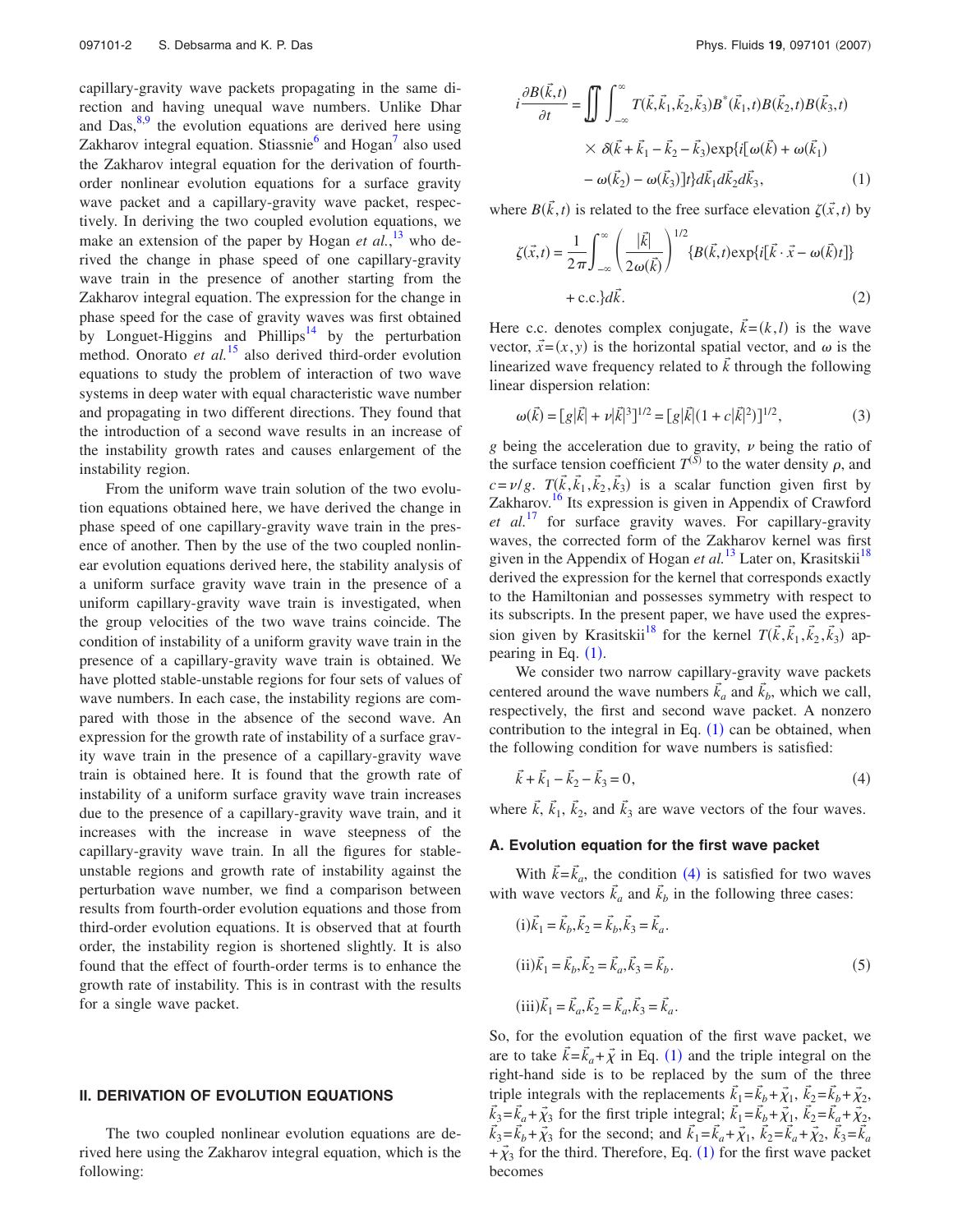capillary-gravity wave packets propagating in the same direction and having unequal wave numbers. Unlike Dhar and Das,[8,9] the evolution equations are derived here using Zakharov integral equation. Stiassnie[6] and Hogan[7] also used the Zakharov integral equation for the derivation of fourth-order nonlinear evolution equations for a surface gravity wave packet and a capillary-gravity wave packet, respectively. In deriving the two coupled evolution equations, we make an extension of the paper by Hogan *et al.*,[13] who derived the change in phase speed of one capillary-gravity wave train in the presence of another starting from the Zakharov integral equation. The expression for the change in phase speed for the case of gravity waves was first obtained by Longuet-Higgins and Phillips[14] by the perturbation method. Onorato *et al.*[15] also derived third-order evolution equations to study the problem of interaction of two wave systems in deep water with equal characteristic wave number and propagating in two different directions. They found that the introduction of a second wave results in an increase of the instability growth rates and causes enlargement of the instability region.

From the uniform wave train solution of the two evolution equations obtained here, we have derived the change in phase speed of one capillary-gravity wave train in the presence of another. Then by the use of the two coupled nonlinear evolution equations derived here, the stability analysis of a uniform surface gravity wave train in the presence of a uniform capillary-gravity wave train is investigated, when the group velocities of the two wave trains coincide. The condition of instability of a uniform gravity wave train in the presence of a capillary-gravity wave train is obtained. We have plotted stable-unstable regions for four sets of values of wave numbers. In each case, the instability regions are compared with those in the absence of the second wave. An expression for the growth rate of instability of a surface gravity wave train in the presence of a capillary-gravity wave train is obtained here. It is found that the growth rate of instability of a uniform surface gravity wave train increases due to the presence of a capillary-gravity wave train, and it increases with the increase in wave steepness of the capillary-gravity wave train. In all the figures for stable-unstable regions and growth rate of instability against the perturbation wave number, we find a comparison between results from fourth-order evolution equations and those from third-order evolution equations. It is observed that at fourth order, the instability region is shortened slightly. It is also found that the effect of fourth-order terms is to enhance the growth rate of instability. This is in contrast with the results for a single wave packet.

## II. DERIVATION OF EVOLUTION EQUATIONS

The two coupled nonlinear evolution equations are derived here using the Zakharov integral equation, which is the following:

$$i\frac{\partial B(\vec{k},t)}{\partial t} = \iint\int_{-\infty}^{\infty} T(\vec{k},\vec{k}_1,\vec{k}_2,\vec{k}_3)B^*(\vec{k}_1,t)B(\vec{k}_2,t)B(\vec{k}_3,t) \times \delta(\vec{k}+\vec{k}_1-\vec{k}_2-\vec{k}_3)\exp\{i[\omega(\vec{k})+\omega(\vec{k}_1) - \omega(\vec{k}_2)-\omega(\vec{k}_3)]t\}d\vec{k}_1 d\vec{k}_2 d\vec{k}_3, \tag{1}$$

where $B(\vec{k},t)$ is related to the free surface elevation $\zeta(\vec{x},t)$ by

$$\zeta(\vec{x},t) = \frac{1}{2\pi}\int_{-\infty}^{\infty}\left(\frac{|\vec{k}|}{2\omega(\vec{k})}\right)^{1/2}\{B(\vec{k},t)\exp\{i[\vec{k}\cdot\vec{x}-\omega(\vec{k})t]\} + \text{c.c.}\}d\vec{k}. \tag{2}$$

Here c.c. denotes complex conjugate, $\vec{k}=(k,l)$ is the wave vector, $\vec{x}=(x,y)$ is the horizontal spatial vector, and $\omega$ is the linearized wave frequency related to $\vec{k}$ through the following linear dispersion relation:

$$\omega(\vec{k}) = [g|\vec{k}|+\nu|\vec{k}|^3]^{1/2} = [g|\vec{k}|(1+c|\vec{k}|^2)]^{1/2}, \tag{3}$$

$g$ being the acceleration due to gravity, $\nu$ being the ratio of the surface tension coefficient $T^{(S)}$ to the water density $\rho$, and $c=\nu/g$. $T(\vec{k},\vec{k}_1,\vec{k}_2,\vec{k}_3)$ is a scalar function given first by Zakharov.[16] Its expression is given in Appendix of Crawford *et al.*[17] for surface gravity waves. For capillary-gravity waves, the corrected form of the Zakharov kernel was first given in the Appendix of Hogan *et al.*[13] Later on, Krasitskii[18] derived the expression for the kernel that corresponds exactly to the Hamiltonian and possesses symmetry with respect to its subscripts. In the present paper, we have used the expression given by Krasitskii[18] for the kernel $T(\vec{k},\vec{k}_1,\vec{k}_2,\vec{k}_3)$ appearing in Eq. (1).

We consider two narrow capillary-gravity wave packets centered around the wave numbers $\vec{k}_a$ and $\vec{k}_b$, which we call, respectively, the first and second wave packet. A nonzero contribution to the integral in Eq. (1) can be obtained, when the following condition for wave numbers is satisfied:

$$\vec{k}+\vec{k}_1-\vec{k}_2-\vec{k}_3=0, \tag{4}$$

where $\vec{k}$, $\vec{k}_1$, $\vec{k}_2$, and $\vec{k}_3$ are wave vectors of the four waves.

### A. Evolution equation for the first wave packet

With $\vec{k}=\vec{k}_a$, the condition (4) is satisfied for two waves with wave vectors $\vec{k}_a$ and $\vec{k}_b$ in the following three cases:

$$\begin{aligned}
&\text{(i)}\,\vec{k}_1=\vec{k}_b, \vec{k}_2=\vec{k}_b, \vec{k}_3=\vec{k}_a.\\
&\text{(ii)}\,\vec{k}_1=\vec{k}_b, \vec{k}_2=\vec{k}_a, \vec{k}_3=\vec{k}_b.\\
&\text{(iii)}\,\vec{k}_1=\vec{k}_a, \vec{k}_2=\vec{k}_a, \vec{k}_3=\vec{k}_a.
\end{aligned} \tag{5}$$

So, for the evolution equation of the first wave packet, we are to take $\vec{k}=\vec{k}_a+\vec{\chi}$ in Eq. (1) and the triple integral on the right-hand side is to be replaced by the sum of the three triple integrals with the replacements $\vec{k}_1=\vec{k}_b+\vec{\chi}_1$, $\vec{k}_2=\vec{k}_b+\vec{\chi}_2$, $\vec{k}_3=\vec{k}_a+\vec{\chi}_3$ for the first triple integral; $\vec{k}_1=\vec{k}_b+\vec{\chi}_1$, $\vec{k}_2=\vec{k}_a+\vec{\chi}_2$, $\vec{k}_3=\vec{k}_b+\vec{\chi}_3$ for the second; and $\vec{k}_1=\vec{k}_a+\vec{\chi}_1$, $\vec{k}_2=\vec{k}_a+\vec{\chi}_2$, $\vec{k}_3=\vec{k}_a+\vec{\chi}_3$ for the third. Therefore, Eq. (1) for the first wave packet becomes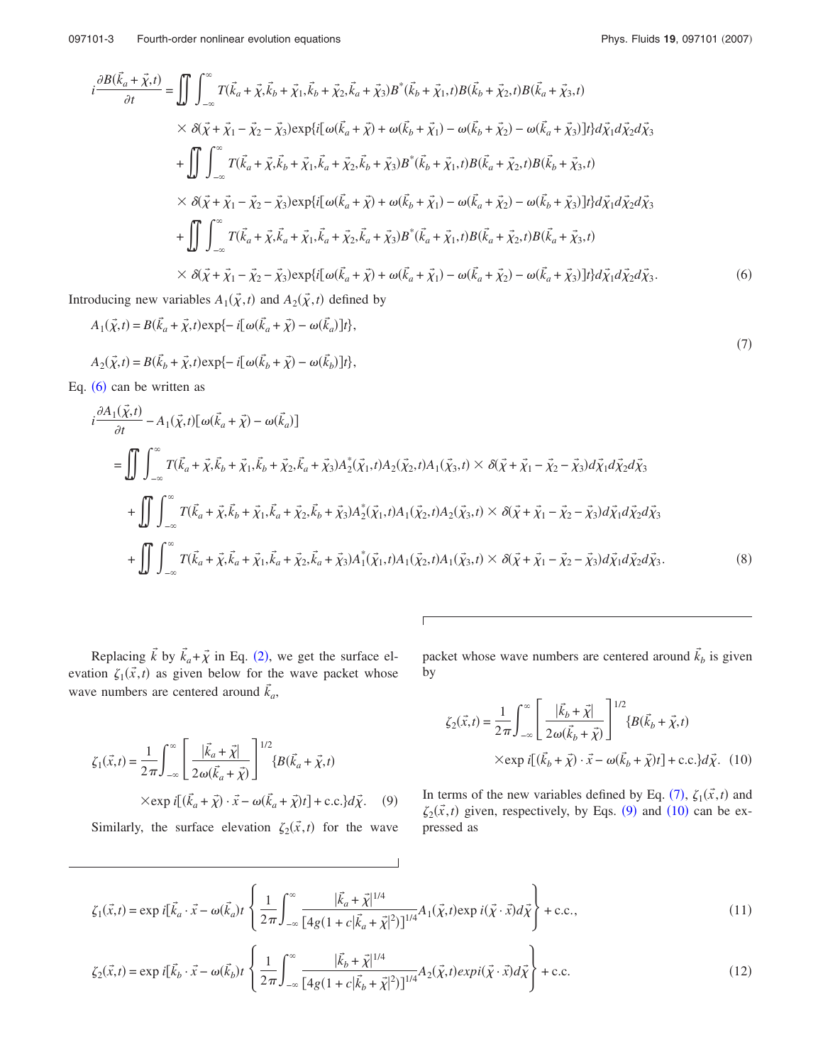$$
\begin{aligned}
i\frac{\partial B(\vec{k}_a+\vec{\chi},t)}{\partial t} &= \iint\int_{-\infty}^{\infty} T(\vec{k}_a+\vec{\chi},\vec{k}_b+\vec{\chi}_1,\vec{k}_b+\vec{\chi}_2,\vec{k}_a+\vec{\chi}_3)B^*(\vec{k}_b+\vec{\chi}_1,t)B(\vec{k}_b+\vec{\chi}_2,t)B(\vec{k}_a+\vec{\chi}_3,t) \\
&\quad \times \delta(\vec{\chi}+\vec{\chi}_1-\vec{\chi}_2-\vec{\chi}_3)\exp\{i[\omega(\vec{k}_a+\vec{\chi})+\omega(\vec{k}_b+\vec{\chi}_1)-\omega(\vec{k}_b+\vec{\chi}_2)-\omega(\vec{k}_a+\vec{\chi}_3)]t\}d\vec{\chi}_1 d\vec{\chi}_2 d\vec{\chi}_3 \\
&\quad + \iint\int_{-\infty}^{\infty} T(\vec{k}_a+\vec{\chi},\vec{k}_b+\vec{\chi}_1,\vec{k}_a+\vec{\chi}_2,\vec{k}_b+\vec{\chi}_3)B^*(\vec{k}_b+\vec{\chi}_1,t)B(\vec{k}_a+\vec{\chi}_2,t)B(\vec{k}_b+\vec{\chi}_3,t) \\
&\quad \times \delta(\vec{\chi}+\vec{\chi}_1-\vec{\chi}_2-\vec{\chi}_3)\exp\{i[\omega(\vec{k}_a+\vec{\chi})+\omega(\vec{k}_b+\vec{\chi}_1)-\omega(\vec{k}_a+\vec{\chi}_2)-\omega(\vec{k}_b+\vec{\chi}_3)]t\}d\vec{\chi}_1 d\vec{\chi}_2 d\vec{\chi}_3 \\
&\quad + \iint\int_{-\infty}^{\infty} T(\vec{k}_a+\vec{\chi},\vec{k}_a+\vec{\chi}_1,\vec{k}_a+\vec{\chi}_2,\vec{k}_a+\vec{\chi}_3)B^*(\vec{k}_a+\vec{\chi}_1,t)B(\vec{k}_a+\vec{\chi}_2,t)B(\vec{k}_a+\vec{\chi}_3,t) \\
&\quad \times \delta(\vec{\chi}+\vec{\chi}_1-\vec{\chi}_2-\vec{\chi}_3)\exp\{i[\omega(\vec{k}_a+\vec{\chi})+\omega(\vec{k}_a+\vec{\chi}_1)-\omega(\vec{k}_a+\vec{\chi}_2)-\omega(\vec{k}_a+\vec{\chi}_3)]t\}d\vec{\chi}_1 d\vec{\chi}_2 d\vec{\chi}_3.
\end{aligned}
\tag{6}
$$

Introducing new variables $A_1(\vec{\chi},t)$ and $A_2(\vec{\chi},t)$ defined by

$$
\begin{aligned}
A_1(\vec{\chi},t) &= B(\vec{k}_a+\vec{\chi},t)\exp\{-i[\omega(\vec{k}_a+\vec{\chi})-\omega(\vec{k}_a)]t\}, \\
A_2(\vec{\chi},t) &= B(\vec{k}_b+\vec{\chi},t)\exp\{-i[\omega(\vec{k}_b+\vec{\chi})-\omega(\vec{k}_b)]t\},
\end{aligned}
\tag{7}
$$

Eq. (6) can be written as

$$
\begin{aligned}
& i\frac{\partial A_1(\vec{\chi},t)}{\partial t} - A_1(\vec{\chi},t)[\omega(\vec{k}_a+\vec{\chi})-\omega(\vec{k}_a)] \\
&= \iint\int_{-\infty}^{\infty} T(\vec{k}_a+\vec{\chi},\vec{k}_b+\vec{\chi}_1,\vec{k}_b+\vec{\chi}_2,\vec{k}_a+\vec{\chi}_3)A_2^*(\vec{\chi}_1,t)A_2(\vec{\chi}_2,t)A_1(\vec{\chi}_3,t)\times\delta(\vec{\chi}+\vec{\chi}_1-\vec{\chi}_2-\vec{\chi}_3)d\vec{\chi}_1 d\vec{\chi}_2 d\vec{\chi}_3 \\
&\quad + \iint\int_{-\infty}^{\infty} T(\vec{k}_a+\vec{\chi},\vec{k}_b+\vec{\chi}_1,\vec{k}_a+\vec{\chi}_2,\vec{k}_b+\vec{\chi}_3)A_2^*(\vec{\chi}_1,t)A_1(\vec{\chi}_2,t)A_2(\vec{\chi}_3,t)\times\delta(\vec{\chi}+\vec{\chi}_1-\vec{\chi}_2-\vec{\chi}_3)d\vec{\chi}_1 d\vec{\chi}_2 d\vec{\chi}_3 \\
&\quad + \iint\int_{-\infty}^{\infty} T(\vec{k}_a+\vec{\chi},\vec{k}_a+\vec{\chi}_1,\vec{k}_a+\vec{\chi}_2,\vec{k}_a+\vec{\chi}_3)A_1^*(\vec{\chi}_1,t)A_1(\vec{\chi}_2,t)A_1(\vec{\chi}_3,t)\times\delta(\vec{\chi}+\vec{\chi}_1-\vec{\chi}_2-\vec{\chi}_3)d\vec{\chi}_1 d\vec{\chi}_2 d\vec{\chi}_3.
\end{aligned}
\tag{8}
$$

Replacing $\vec{k}$ by $\vec{k}_a+\vec{\chi}$ in Eq. (2), we get the surface elevation $\zeta_1(\vec{x},t)$ as given below for the wave packet whose wave numbers are centered around $\vec{k}_a$,

$$
\zeta_1(\vec{x},t) = \frac{1}{2\pi}\int_{-\infty}^{\infty}\left[\frac{|\vec{k}_a+\vec{\chi}|}{2\omega(\vec{k}_a+\vec{\chi})}\right]^{1/2}\{B(\vec{k}_a+\vec{\chi},t) \times \exp i[(\vec{k}_a+\vec{\chi})\cdot\vec{x}-\omega(\vec{k}_a+\vec{\chi})t]+\text{c.c.}\}d\vec{\chi}. \tag{9}
$$

Similarly, the surface elevation $\zeta_2(\vec{x},t)$ for the wave packet whose wave numbers are centered around $\vec{k}_b$ is given by

$$
\zeta_2(\vec{x},t) = \frac{1}{2\pi}\int_{-\infty}^{\infty}\left[\frac{|\vec{k}_b+\vec{\chi}|}{2\omega(\vec{k}_b+\vec{\chi})}\right]^{1/2}\{B(\vec{k}_b+\vec{\chi},t) \times \exp i[(\vec{k}_b+\vec{\chi})\cdot\vec{x}-\omega(\vec{k}_b+\vec{\chi})t]+\text{c.c.}\}d\vec{\chi}. \tag{10}
$$

In terms of the new variables defined by Eq. (7), $\zeta_1(\vec{x},t)$ and $\zeta_2(\vec{x},t)$ given, respectively, by Eqs. (9) and (10) can be expressed as

$$
\zeta_1(\vec{x},t) = \exp i[\vec{k}_a\cdot\vec{x}-\omega(\vec{k}_a)t]\left\{\frac{1}{2\pi}\int_{-\infty}^{\infty}\frac{|\vec{k}_a+\vec{\chi}|^{1/4}}{[4g(1+c|\vec{k}_a+\vec{\chi}|^2)]^{1/4}}A_1(\vec{\chi},t)\exp i(\vec{\chi}\cdot\vec{x})d\vec{\chi}\right\}+\text{c.c.}, \tag{11}
$$

$$
\zeta_2(\vec{x},t) = \exp i[\vec{k}_b\cdot\vec{x}-\omega(\vec{k}_b)t]\left\{\frac{1}{2\pi}\int_{-\infty}^{\infty}\frac{|\vec{k}_b+\vec{\chi}|^{1/4}}{[4g(1+c|\vec{k}_b+\vec{\chi}|^2)]^{1/4}}A_2(\vec{\chi},t)\exp i(\vec{\chi}\cdot\vec{x})d\vec{\chi}\right\}+\text{c.c.} \tag{12}
$$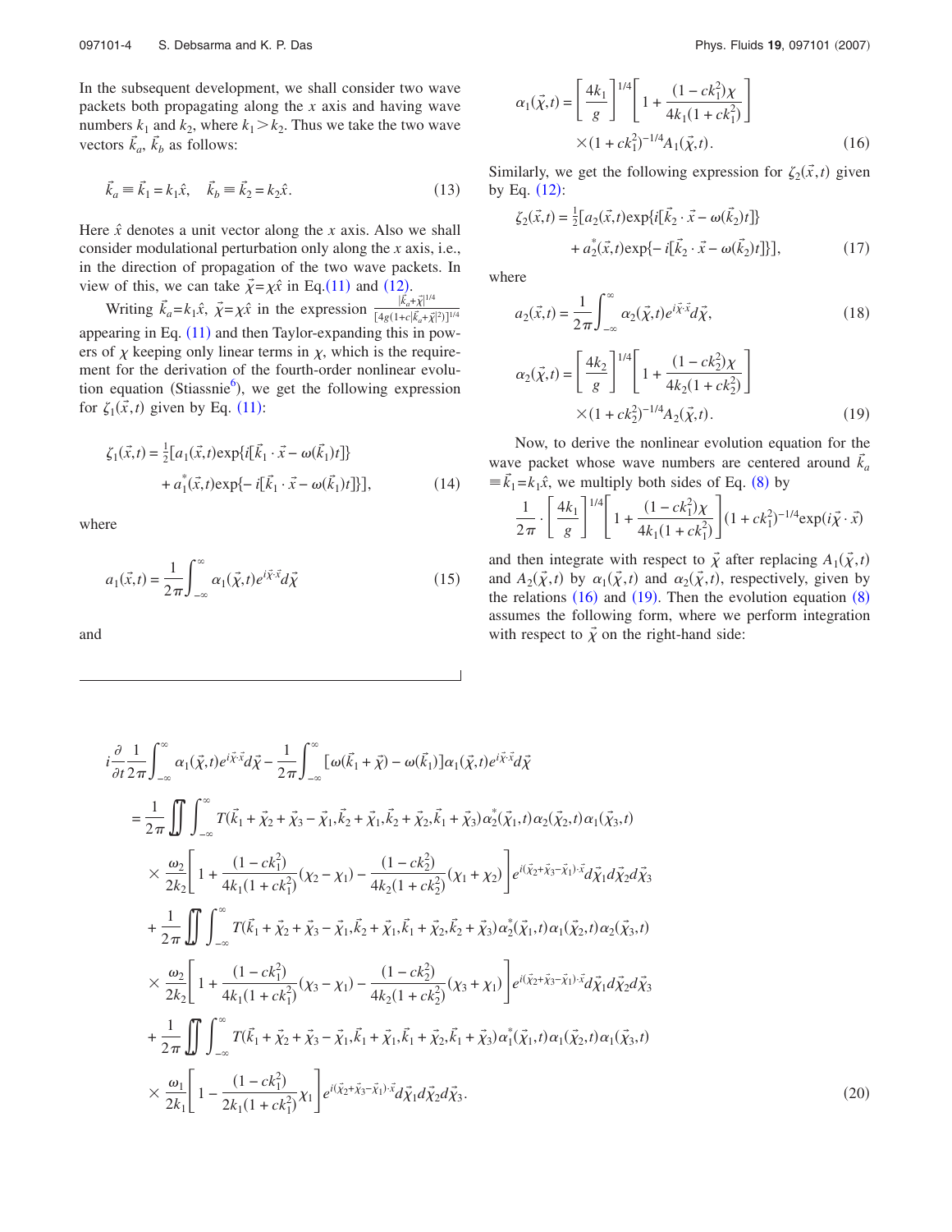In the subsequent development, we shall consider two wave packets both propagating along the $x$ axis and having wave numbers $k_1$ and $k_2$, where $k_1 > k_2$. Thus we take the two wave vectors $\vec{k}_a$, $\vec{k}_b$ as follows:

$$\vec{k}_a \equiv \vec{k}_1 = k_1\hat{x}, \quad \vec{k}_b \equiv \vec{k}_2 = k_2\hat{x}. \tag{13}$$

Here $\hat{x}$ denotes a unit vector along the $x$ axis. Also we shall consider modulational perturbation only along the $x$ axis, i.e., in the direction of propagation of the two wave packets. In view of this, we can take $\vec{\chi} = \chi\hat{x}$ in Eq.(11) and (12).

Writing $\vec{k}_a = k_1\hat{x}$, $\vec{\chi} = \chi\hat{x}$ in the expression $\frac{|\vec{k}_a+\vec{\chi}|^{1/4}}{[4g(1+c|\vec{k}_a+\vec{\chi}|^2)]^{1/4}}$ appearing in Eq. (11) and then Taylor-expanding this in powers of $\chi$ keeping only linear terms in $\chi$, which is the requirement for the derivation of the fourth-order nonlinear evolution equation (Stiassnie[6]), we get the following expression for $\zeta_1(\vec{x},t)$ given by Eq. (11):

$$\zeta_1(\vec{x},t) = \tfrac{1}{2}[a_1(\vec{x},t)\exp\{i[\vec{k}_1\cdot\vec{x} - \omega(\vec{k}_1)t]\} + a_1^*(\vec{x},t)\exp\{-i[\vec{k}_1\cdot\vec{x} - \omega(\vec{k}_1)t]\}], \tag{14}$$

where

$$a_1(\vec{x},t) = \frac{1}{2\pi}\int_{-\infty}^{\infty}\alpha_1(\vec{\chi},t)e^{i\vec{\chi}\cdot\vec{x}}d\vec{\chi} \tag{15}$$

and

$$\alpha_1(\vec{\chi},t) = \left[\frac{4k_1}{g}\right]^{1/4}\left[1 + \frac{(1-ck_1^2)\chi}{4k_1(1+ck_1^2)}\right] \times (1+ck_1^2)^{-1/4}A_1(\vec{\chi},t). \tag{16}$$

Similarly, we get the following expression for $\zeta_2(\vec{x},t)$ given by Eq. (12):

$$\zeta_2(\vec{x},t) = \tfrac{1}{2}[a_2(\vec{x},t)\exp\{i[\vec{k}_2\cdot\vec{x} - \omega(\vec{k}_2)t]\} + a_2^*(\vec{x},t)\exp\{-i[\vec{k}_2\cdot\vec{x} - \omega(\vec{k}_2)t]\}], \tag{17}$$

where

$$a_2(\vec{x},t) = \frac{1}{2\pi}\int_{-\infty}^{\infty}\alpha_2(\vec{\chi},t)e^{i\vec{\chi}\cdot\vec{x}}d\vec{\chi}, \tag{18}$$

$$\alpha_2(\vec{\chi},t) = \left[\frac{4k_2}{g}\right]^{1/4}\left[1 + \frac{(1-ck_2^2)\chi}{4k_2(1+ck_2^2)}\right] \times (1+ck_2^2)^{-1/4}A_2(\vec{\chi},t). \tag{19}$$

Now, to derive the nonlinear evolution equation for the wave packet whose wave numbers are centered around $\vec{k}_a \equiv \vec{k}_1 = k_1\hat{x}$, we multiply both sides of Eq. (8) by

$$\frac{1}{2\pi}\cdot\left[\frac{4k_1}{g}\right]^{1/4}\left[1 + \frac{(1-ck_1^2)\chi}{4k_1(1+ck_1^2)}\right](1+ck_1^2)^{-1/4}\exp(i\vec{\chi}\cdot\vec{x})$$

and then integrate with respect to $\vec{\chi}$ after replacing $A_1(\vec{\chi},t)$ and $A_2(\vec{\chi},t)$ by $\alpha_1(\vec{\chi},t)$ and $\alpha_2(\vec{\chi},t)$, respectively, given by the relations (16) and (19). Then the evolution equation (8) assumes the following form, where we perform integration with respect to $\vec{\chi}$ on the right-hand side:

$$\begin{aligned}
&i\frac{\partial}{\partial t}\frac{1}{2\pi}\int_{-\infty}^{\infty}\alpha_1(\vec{\chi},t)e^{i\vec{\chi}\cdot\vec{x}}d\vec{\chi} - \frac{1}{2\pi}\int_{-\infty}^{\infty}[\omega(\vec{k}_1+\vec{\chi}) - \omega(\vec{k}_1)]\alpha_1(\vec{\chi},t)e^{i\vec{\chi}\cdot\vec{x}}d\vec{\chi} \\
&= \frac{1}{2\pi}\iint\int_{-\infty}^{\infty} T(\vec{k}_1+\vec{\chi}_2+\vec{\chi}_3-\vec{\chi}_1,\vec{k}_2+\vec{\chi}_1,\vec{k}_2+\vec{\chi}_2,\vec{k}_1+\vec{\chi}_3)\alpha_2^*(\vec{\chi}_1,t)\alpha_2(\vec{\chi}_2,t)\alpha_1(\vec{\chi}_3,t) \\
&\quad\times\frac{\omega_2}{2k_2}\left[1 + \frac{(1-ck_1^2)}{4k_1(1+ck_1^2)}(\chi_2-\chi_1) - \frac{(1-ck_2^2)}{4k_2(1+ck_2^2)}(\chi_1+\chi_2)\right]e^{i(\vec{\chi}_2+\vec{\chi}_3-\vec{\chi}_1)\cdot\vec{x}}d\vec{\chi}_1d\vec{\chi}_2d\vec{\chi}_3 \\
&\quad+ \frac{1}{2\pi}\iint\int_{-\infty}^{\infty} T(\vec{k}_1+\vec{\chi}_2+\vec{\chi}_3-\vec{\chi}_1,\vec{k}_2+\vec{\chi}_1,\vec{k}_1+\vec{\chi}_2,\vec{k}_2+\vec{\chi}_3)\alpha_2^*(\vec{\chi}_1,t)\alpha_1(\vec{\chi}_2,t)\alpha_2(\vec{\chi}_3,t) \\
&\quad\times\frac{\omega_2}{2k_2}\left[1 + \frac{(1-ck_1^2)}{4k_1(1+ck_1^2)}(\chi_3-\chi_1) - \frac{(1-ck_2^2)}{4k_2(1+ck_2^2)}(\chi_3+\chi_1)\right]e^{i(\vec{\chi}_2+\vec{\chi}_3-\vec{\chi}_1)\cdot\vec{x}}d\vec{\chi}_1d\vec{\chi}_2d\vec{\chi}_3 \\
&\quad+ \frac{1}{2\pi}\iint\int_{-\infty}^{\infty} T(\vec{k}_1+\vec{\chi}_2+\vec{\chi}_3-\vec{\chi}_1,\vec{k}_1+\vec{\chi}_1,\vec{k}_1+\vec{\chi}_2,\vec{k}_1+\vec{\chi}_3)\alpha_1^*(\vec{\chi}_1,t)\alpha_1(\vec{\chi}_2,t)\alpha_1(\vec{\chi}_3,t) \\
&\quad\times\frac{\omega_1}{2k_1}\left[1 - \frac{(1-ck_1^2)}{2k_1(1+ck_1^2)}\chi_1\right]e^{i(\vec{\chi}_2+\vec{\chi}_3-\vec{\chi}_1)\cdot\vec{x}}d\vec{\chi}_1d\vec{\chi}_2d\vec{\chi}_3.
\end{aligned} \tag{20}$$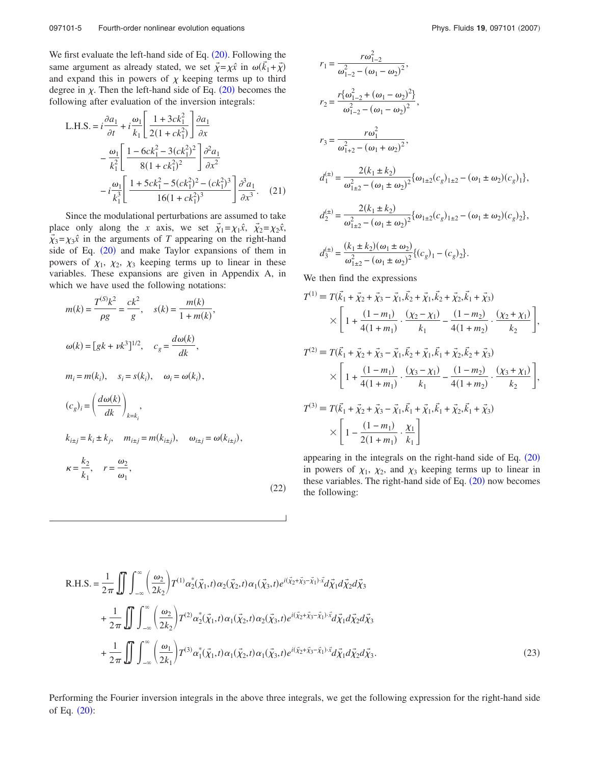We first evaluate the left-hand side of Eq. (20). Following the same argument as already stated, we set $\vec{\chi}=\chi\hat{x}$ in $\omega(\vec{k}_1+\vec{\chi})$ and expand this in powers of $\chi$ keeping terms up to third degree in $\chi$. Then the left-hand side of Eq. (20) becomes the following after evaluation of the inversion integrals:

$$
\begin{aligned}
\text{L.H.S.} = {} & i\frac{\partial a_1}{\partial t} + i\frac{\omega_1}{k_1}\left[\frac{1+3ck_1^2}{2(1+ck_1^2)}\right]\frac{\partial a_1}{\partial x} \\
& - \frac{\omega_1}{k_1^2}\left[\frac{1-6ck_1^2-3(ck_1^2)^2}{8(1+ck_1^2)^2}\right]\frac{\partial^2 a_1}{\partial x^2} \\
& - i\frac{\omega_1}{k_1^3}\left[\frac{1+5ck_1^2-5(ck_1^2)^2-(ck_1^2)^3}{16(1+ck_1^2)^3}\right]\frac{\partial^3 a_1}{\partial x^3}. \qquad (21)
\end{aligned}
$$

Since the modulational perturbations are assumed to take place only along the $x$ axis, we set $\vec{\chi}_1=\chi_1\hat{x}$, $\vec{\chi}_2=\chi_2\hat{x}$, $\vec{\chi}_3=\chi_3\hat{x}$ in the arguments of $T$ appearing on the right-hand side of Eq. (20) and make Taylor expansions of them in powers of $\chi_1$, $\chi_2$, $\chi_3$ keeping terms up to linear in these variables. These expansions are given in Appendix A, in which we have used the following notations:

$$
\begin{aligned}
& m(k) = \frac{T^{(S)}k^2}{\rho g} = \frac{ck^2}{g}, \quad s(k) = \frac{m(k)}{1+m(k)}, \\
& \omega(k) = [gk+\nu k^3]^{1/2}, \quad c_g = \frac{d\omega(k)}{dk}, \\
& m_i = m(k_i), \quad s_i = s(k_i), \quad \omega_i = \omega(k_i), \\
& (c_g)_i = \left(\frac{d\omega(k)}{dk}\right)_{k=k_i}, \\
& k_{i\pm j} = k_i \pm k_j, \quad m_{i\pm j} = m(k_{i\pm j}), \quad \omega_{i\pm j} = \omega(k_{i\pm j}), \\
& \kappa = \frac{k_2}{k_1}, \quad r = \frac{\omega_2}{\omega_1},
\end{aligned}
\qquad (22)
$$

$$
\begin{aligned}
r_1 &= \frac{r\omega_{1-2}^2}{\omega_{1-2}^2-(\omega_1-\omega_2)^2}, \\
r_2 &= \frac{r\{\omega_{1-2}^2+(\omega_1-\omega_2)^2\}}{\omega_{1-2}^2-(\omega_1-\omega_2)^2}, \\
r_3 &= \frac{r\omega_1^2}{\omega_{1+2}^2-(\omega_1+\omega_2)^2}, \\
d_1^{(\pm)} &= \frac{2(k_1\pm k_2)}{\omega_{1\pm 2}^2-(\omega_1\pm\omega_2)^2}\{\omega_{1\pm 2}(c_g)_{1\pm 2}-(\omega_1\pm\omega_2)(c_g)_1\}, \\
d_2^{(\pm)} &= \frac{2(k_1\pm k_2)}{\omega_{1\pm 2}^2-(\omega_1\pm\omega_2)^2}\{\omega_{1\pm 2}(c_g)_{1\pm 2}-(\omega_1\pm\omega_2)(c_g)_2\}, \\
d_3^{(\pm)} &= \frac{(k_1\pm k_2)(\omega_1\pm\omega_2)}{\omega_{1\pm 2}^2-(\omega_1\pm\omega_2)^2}\{(c_g)_1-(c_g)_2\}.
\end{aligned}
$$

We then find the expressions

$$
\begin{aligned}
T^{(1)} \equiv {} & T(\vec{k}_1+\vec{\chi}_2+\vec{\chi}_3-\vec{\chi}_1,\vec{k}_2+\vec{\chi}_1,\vec{k}_2+\vec{\chi}_2,\vec{k}_1+\vec{\chi}_3) \\
& \times\left[1+\frac{(1-m_1)}{4(1+m_1)}\cdot\frac{(\chi_2-\chi_1)}{k_1}-\frac{(1-m_2)}{4(1+m_2)}\cdot\frac{(\chi_2+\chi_1)}{k_2}\right], \\
T^{(2)} \equiv {} & T(\vec{k}_1+\vec{\chi}_2+\vec{\chi}_3-\vec{\chi}_1,\vec{k}_2+\vec{\chi}_1,\vec{k}_1+\vec{\chi}_2,\vec{k}_2+\vec{\chi}_3) \\
& \times\left[1+\frac{(1-m_1)}{4(1+m_1)}\cdot\frac{(\chi_3-\chi_1)}{k_1}-\frac{(1-m_2)}{4(1+m_2)}\cdot\frac{(\chi_3+\chi_1)}{k_2}\right], \\
T^{(3)} \equiv {} & T(\vec{k}_1+\vec{\chi}_2+\vec{\chi}_3-\vec{\chi}_1,\vec{k}_1+\vec{\chi}_1,\vec{k}_1+\vec{\chi}_2,\vec{k}_1+\vec{\chi}_3) \\
& \times\left[1-\frac{(1-m_1)}{2(1+m_1)}\cdot\frac{\chi_1}{k_1}\right]
\end{aligned}
$$

appearing in the integrals on the right-hand side of Eq. (20) in powers of $\chi_1$, $\chi_2$, and $\chi_3$ keeping terms up to linear in these variables. The right-hand side of Eq. (20) now becomes the following:

$$
\begin{aligned}
\text{R.H.S.} = {} & \frac{1}{2\pi}\iint\int_{-\infty}^{\infty}\left(\frac{\omega_2}{2k_2}\right)T^{(1)}\alpha_2^*(\vec{\chi}_1,t)\alpha_2(\vec{\chi}_2,t)\alpha_1(\vec{\chi}_3,t)e^{i(\vec{\chi}_2+\vec{\chi}_3-\vec{\chi}_1)\cdot\vec{x}}d\vec{\chi}_1 d\vec{\chi}_2 d\vec{\chi}_3 \\
& + \frac{1}{2\pi}\iint\int_{-\infty}^{\infty}\left(\frac{\omega_2}{2k_2}\right)T^{(2)}\alpha_2^*(\vec{\chi}_1,t)\alpha_1(\vec{\chi}_2,t)\alpha_2(\vec{\chi}_3,t)e^{i(\vec{\chi}_2+\vec{\chi}_3-\vec{\chi}_1)\cdot\vec{x}}d\vec{\chi}_1 d\vec{\chi}_2 d\vec{\chi}_3 \\
& + \frac{1}{2\pi}\iint\int_{-\infty}^{\infty}\left(\frac{\omega_1}{2k_1}\right)T^{(3)}\alpha_1^*(\vec{\chi}_1,t)\alpha_1(\vec{\chi}_2,t)\alpha_1(\vec{\chi}_3,t)e^{i(\vec{\chi}_2+\vec{\chi}_3-\vec{\chi}_1)\cdot\vec{x}}d\vec{\chi}_1 d\vec{\chi}_2 d\vec{\chi}_3.
\end{aligned}
\qquad (23)
$$

Performing the Fourier inversion integrals in the above three integrals, we get the following expression for the right-hand side of Eq. (20):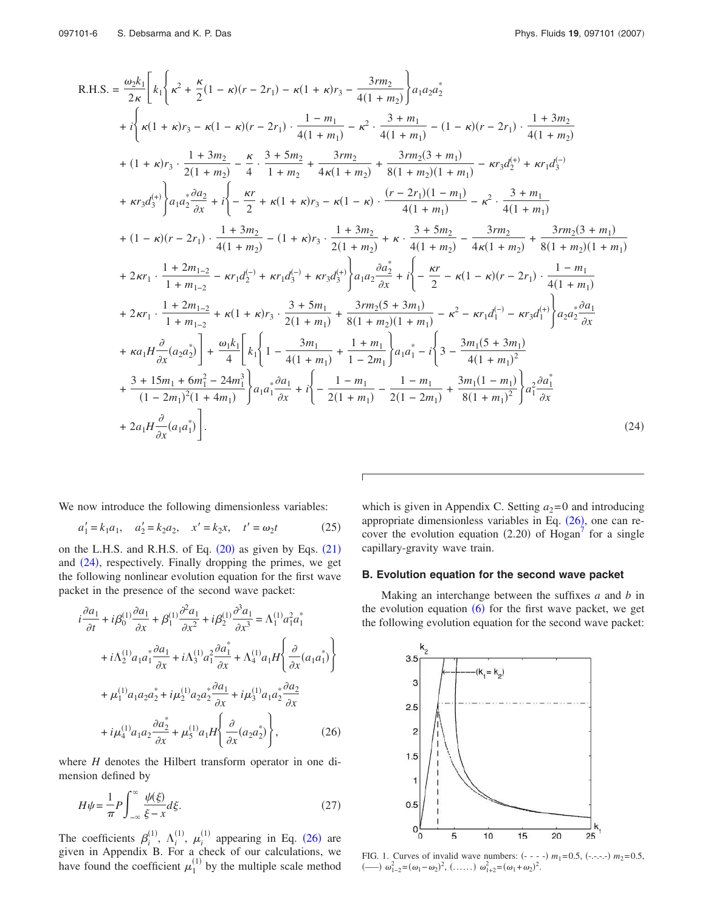$$
\begin{aligned}
\text{R.H.S.} = {} & \frac{\omega_2 k_1}{2\kappa}\Bigg[ k_1\left\{ \kappa^2 + \frac{\kappa}{2}(1-\kappa)(r-2r_1) - \kappa(1+\kappa)r_3 - \frac{3rm_2}{4(1+m_2)} \right\} a_1 a_2 a_2^* \\
& + i\Bigg\{ \kappa(1+\kappa)r_3 - \kappa(1-\kappa)(r-2r_1)\cdot\frac{1-m_1}{4(1+m_1)} - \kappa^2\cdot\frac{3+m_1}{4(1+m_1)} - (1-\kappa)(r-2r_1)\cdot\frac{1+3m_2}{4(1+m_2)} \\
& + (1+\kappa)r_3\cdot\frac{1+3m_2}{2(1+m_2)} - \frac{\kappa}{4}\cdot\frac{3+5m_2}{1+m_2} + \frac{3rm_2}{4\kappa(1+m_2)} + \frac{3rm_2(3+m_1)}{8(1+m_2)(1+m_1)} - \kappa r_3 d_2^{(+)} + \kappa r_1 d_3^{(-)} \\
& + \kappa r_3 d_3^{(+)} \Bigg\} a_1 a_2^* \frac{\partial a_2}{\partial x} + i\Bigg\{ -\frac{\kappa r}{2} + \kappa(1+\kappa)r_3 - \kappa(1-\kappa)\cdot\frac{(r-2r_1)(1-m_1)}{4(1+m_1)} - \kappa^2\cdot\frac{3+m_1}{4(1+m_1)} \\
& + (1-\kappa)(r-2r_1)\cdot\frac{1+3m_2}{4(1+m_2)} - (1+\kappa)r_3\cdot\frac{1+3m_2}{2(1+m_2)} + \kappa\cdot\frac{3+5m_2}{4(1+m_2)} - \frac{3rm_2}{4\kappa(1+m_2)} + \frac{3rm_2(3+m_1)}{8(1+m_2)(1+m_1)} \\
& + 2\kappa r_1\cdot\frac{1+2m_{1-2}}{1+m_{1-2}} - \kappa r_1 d_2^{(-)} + \kappa r_1 d_3^{(-)} + \kappa r_3 d_3^{(+)} \Bigg\} a_1 a_2 \frac{\partial a_2^*}{\partial x} + i\Bigg\{ -\frac{\kappa r}{2} - \kappa(1-\kappa)(r-2r_1)\cdot\frac{1-m_1}{4(1+m_1)} \\
& + 2\kappa r_1\cdot\frac{1+2m_{1-2}}{1+m_{1-2}} + \kappa(1+\kappa)r_3\cdot\frac{3+5m_1}{2(1+m_1)} + \frac{3rm_2(5+3m_1)}{8(1+m_2)(1+m_1)} - \kappa^2 - \kappa r_1 d_1^{(-)} - \kappa r_3 d_1^{(+)} \Bigg\} a_2 a_2^* \frac{\partial a_1}{\partial x} \\
& + \kappa a_1 H \frac{\partial}{\partial x}(a_2 a_2^*) \Bigg] + \frac{\omega_1 k_1}{4}\Bigg[ k_1\left\{ 1 - \frac{3m_1}{4(1+m_1)} + \frac{1+m_1}{1-2m_1} \right\} a_1 a_1^* - i\Bigg\{ 3 - \frac{3m_1(5+3m_1)}{4(1+m_1)^2} \\
& + \frac{3+15m_1+6m_1^2-24m_1^3}{(1-2m_1)^2(1+4m_1)} \Bigg\} a_1 a_1^* \frac{\partial a_1}{\partial x} + i\left\{ -\frac{1-m_1}{2(1+m_1)} - \frac{1-m_1}{2(1-2m_1)} + \frac{3m_1(1-m_1)}{8(1+m_1)^2} \right\} a_1^2 \frac{\partial a_1^*}{\partial x} \\
& + 2a_1 H \frac{\partial}{\partial x}(a_1 a_1^*) \Bigg]. 
\end{aligned} \tag{24}
$$

We now introduce the following dimensionless variables:

$$
a_1' = k_1 a_1, \quad a_2' = k_2 a_2, \quad x' = k_2 x, \quad t' = \omega_2 t \tag{25}
$$

on the L.H.S. and R.H.S. of Eq. (20) as given by Eqs. (21) and (24), respectively. Finally dropping the primes, we get the following nonlinear evolution equation for the first wave packet in the presence of the second wave packet:

$$
\begin{aligned}
i\frac{\partial a_1}{\partial t} + i\beta_0^{(1)}\frac{\partial a_1}{\partial x} + \beta_1^{(1)}\frac{\partial^2 a_1}{\partial x^2} + i\beta_2^{(1)}\frac{\partial^3 a_1}{\partial x^3} = {} & \Lambda_1^{(1)} a_1^2 a_1^* \\
& + i\Lambda_2^{(1)} a_1 a_1^* \frac{\partial a_1}{\partial x} + i\Lambda_3^{(1)} a_1^2 \frac{\partial a_1^*}{\partial x} + \Lambda_4^{(1)} a_1 H\left\{\frac{\partial}{\partial x}(a_1 a_1^*)\right\} \\
& + \mu_1^{(1)} a_1 a_2 a_2^* + i\mu_2^{(1)} a_2 a_2^* \frac{\partial a_1}{\partial x} + i\mu_3^{(1)} a_1 a_2^* \frac{\partial a_2}{\partial x} \\
& + i\mu_4^{(1)} a_1 a_2 \frac{\partial a_2^*}{\partial x} + \mu_5^{(1)} a_1 H\left\{\frac{\partial}{\partial x}(a_2 a_2^*)\right\},
\end{aligned} \tag{26}
$$

where $H$ denotes the Hilbert transform operator in one dimension defined by

$$
H\psi = \frac{1}{\pi} P \int_{-\infty}^{\infty} \frac{\psi(\xi)}{\xi - x} d\xi. \tag{27}
$$

The coefficients $\beta_i^{(1)}$, $\Lambda_i^{(1)}$, $\mu_i^{(1)}$ appearing in Eq. (26) are given in Appendix B. For a check of our calculations, we have found the coefficient $\mu_1^{(1)}$ by the multiple scale method which is given in Appendix C. Setting $a_2 = 0$ and introducing appropriate dimensionless variables in Eq. (26), one can recover the evolution equation (2.20) of Hogan[7] for a single capillary-gravity wave train.

### B. Evolution equation for the second wave packet

Making an interchange between the suffixes $a$ and $b$ in the evolution equation (6) for the first wave packet, we get the following evolution equation for the second wave packet:

FIG. 1. Curves of invalid wave numbers: (- - - -) $m_1 = 0.5$, (-.-.-.-) $m_2 = 0.5$, (——) $\omega_{1-2}^2 = (\omega_1 - \omega_2)^2$, (……) $\omega_{1+2}^2 = (\omega_1 + \omega_2)^2$.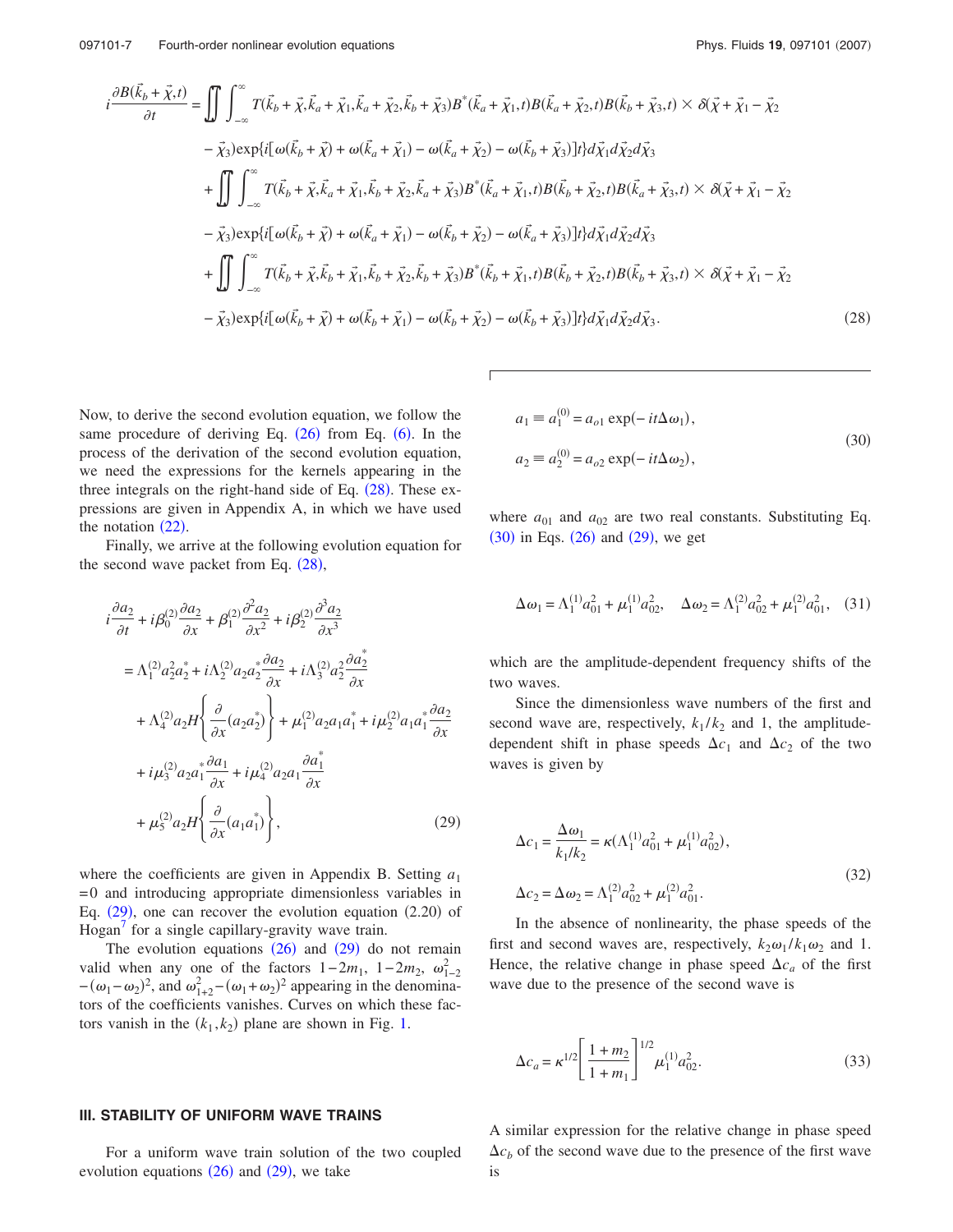$$
\begin{aligned}
i\frac{\partial B(\vec{k}_b+\vec{\chi},t)}{\partial t} = & \iint\int_{-\infty}^{\infty} T(\vec{k}_b+\vec{\chi},\vec{k}_a+\vec{\chi}_1,\vec{k}_a+\vec{\chi}_2,\vec{k}_b+\vec{\chi}_3)B^*(\vec{k}_a+\vec{\chi}_1,t)B(\vec{k}_a+\vec{\chi}_2,t)B(\vec{k}_b+\vec{\chi}_3,t) \times \delta(\vec{\chi}+\vec{\chi}_1-\vec{\chi}_2 \\
& -\vec{\chi}_3)\exp\{i[\omega(\vec{k}_b+\vec{\chi})+\omega(\vec{k}_a+\vec{\chi}_1)-\omega(\vec{k}_a+\vec{\chi}_2)-\omega(\vec{k}_b+\vec{\chi}_3)]t\}d\vec{\chi}_1 d\vec{\chi}_2 d\vec{\chi}_3 \\
& + \iint\int_{-\infty}^{\infty} T(\vec{k}_b+\vec{\chi},\vec{k}_a+\vec{\chi}_1,\vec{k}_b+\vec{\chi}_2,\vec{k}_a+\vec{\chi}_3)B^*(\vec{k}_a+\vec{\chi}_1,t)B(\vec{k}_b+\vec{\chi}_2,t)B(\vec{k}_a+\vec{\chi}_3,t) \times \delta(\vec{\chi}+\vec{\chi}_1-\vec{\chi}_2 \\
& -\vec{\chi}_3)\exp\{i[\omega(\vec{k}_b+\vec{\chi})+\omega(\vec{k}_a+\vec{\chi}_1)-\omega(\vec{k}_b+\vec{\chi}_2)-\omega(\vec{k}_a+\vec{\chi}_3)]t\}d\vec{\chi}_1 d\vec{\chi}_2 d\vec{\chi}_3 \\
& + \iint\int_{-\infty}^{\infty} T(\vec{k}_b+\vec{\chi},\vec{k}_b+\vec{\chi}_1,\vec{k}_b+\vec{\chi}_2,\vec{k}_b+\vec{\chi}_3)B^*(\vec{k}_b+\vec{\chi}_1,t)B(\vec{k}_b+\vec{\chi}_2,t)B(\vec{k}_b+\vec{\chi}_3,t) \times \delta(\vec{\chi}+\vec{\chi}_1-\vec{\chi}_2 \\
& -\vec{\chi}_3)\exp\{i[\omega(\vec{k}_b+\vec{\chi})+\omega(\vec{k}_b+\vec{\chi}_1)-\omega(\vec{k}_b+\vec{\chi}_2)-\omega(\vec{k}_b+\vec{\chi}_3)]t\}d\vec{\chi}_1 d\vec{\chi}_2 d\vec{\chi}_3. \qquad (28)
\end{aligned}
$$

Now, to derive the second evolution equation, we follow the same procedure of deriving Eq. (26) from Eq. (6). In the process of the derivation of the second evolution equation, we need the expressions for the kernels appearing in the three integrals on the right-hand side of Eq. (28). These expressions are given in Appendix A, in which we have used the notation (22).

Finally, we arrive at the following evolution equation for the second wave packet from Eq. (28),

$$
\begin{aligned}
& i\frac{\partial a_2}{\partial t} + i\beta_0^{(2)}\frac{\partial a_2}{\partial x} + \beta_1^{(2)}\frac{\partial^2 a_2}{\partial x^2} + i\beta_2^{(2)}\frac{\partial^3 a_2}{\partial x^3} \\
& = \Lambda_1^{(2)}a_2^2 a_2^* + i\Lambda_2^{(2)}a_2 a_2^*\frac{\partial a_2}{\partial x} + i\Lambda_3^{(2)}a_2^2\frac{\partial a_2^*}{\partial x} \\
& \quad + \Lambda_4^{(2)}a_2 H\left\{\frac{\partial}{\partial x}(a_2 a_2^*)\right\} + \mu_1^{(2)}a_2 a_1 a_1^* + i\mu_2^{(2)}a_1 a_1^*\frac{\partial a_2}{\partial x} \\
& \quad + i\mu_3^{(2)}a_2 a_1^*\frac{\partial a_1}{\partial x} + i\mu_4^{(2)}a_2 a_1\frac{\partial a_1^*}{\partial x} \\
& \quad + \mu_5^{(2)}a_2 H\left\{\frac{\partial}{\partial x}(a_1 a_1^*)\right\}, \qquad (29)
\end{aligned}
$$

where the coefficients are given in Appendix B. Setting $a_1 = 0$ and introducing appropriate dimensionless variables in Eq. (29), one can recover the evolution equation (2.20) of Hogan[7] for a single capillary-gravity wave train.

The evolution equations (26) and (29) do not remain valid when any one of the factors $1-2m_1$, $1-2m_2$, $\omega_{1-2}^2 - (\omega_1-\omega_2)^2$, and $\omega_{1+2}^2 - (\omega_1+\omega_2)^2$ appearing in the denominators of the coefficients vanishes. Curves on which these factors vanish in the $(k_1,k_2)$ plane are shown in Fig. 1.

## III. STABILITY OF UNIFORM WAVE TRAINS

For a uniform wave train solution of the two coupled evolution equations (26) and (29), we take

$$
\begin{aligned}
a_1 &\equiv a_1^{(0)} = a_{o1}\exp(-it\Delta\omega_1), \\
a_2 &\equiv a_2^{(0)} = a_{o2}\exp(-it\Delta\omega_2),
\end{aligned} \qquad (30)
$$

where $a_{01}$ and $a_{02}$ are two real constants. Substituting Eq. (30) in Eqs. (26) and (29), we get

$$
\Delta\omega_1 = \Lambda_1^{(1)}a_{01}^2 + \mu_1^{(1)}a_{02}^2, \quad \Delta\omega_2 = \Lambda_1^{(2)}a_{02}^2 + \mu_1^{(2)}a_{01}^2, \qquad (31)
$$

which are the amplitude-dependent frequency shifts of the two waves.

Since the dimensionless wave numbers of the first and second wave are, respectively, $k_1/k_2$ and 1, the amplitude-dependent shift in phase speeds $\Delta c_1$ and $\Delta c_2$ of the two waves is given by

$$
\begin{aligned}
\Delta c_1 &= \frac{\Delta\omega_1}{k_1/k_2} = \kappa(\Lambda_1^{(1)}a_{01}^2 + \mu_1^{(1)}a_{02}^2), \\
\Delta c_2 &= \Delta\omega_2 = \Lambda_1^{(2)}a_{02}^2 + \mu_1^{(2)}a_{01}^2.
\end{aligned} \qquad (32)
$$

In the absence of nonlinearity, the phase speeds of the first and second waves are, respectively, $k_2\omega_1/k_1\omega_2$ and 1. Hence, the relative change in phase speed $\Delta c_a$ of the first wave due to the presence of the second wave is

$$
\Delta c_a = \kappa^{1/2}\left[\frac{1+m_2}{1+m_1}\right]^{1/2}\mu_1^{(1)}a_{02}^2. \qquad (33)
$$

A similar expression for the relative change in phase speed $\Delta c_b$ of the second wave due to the presence of the first wave is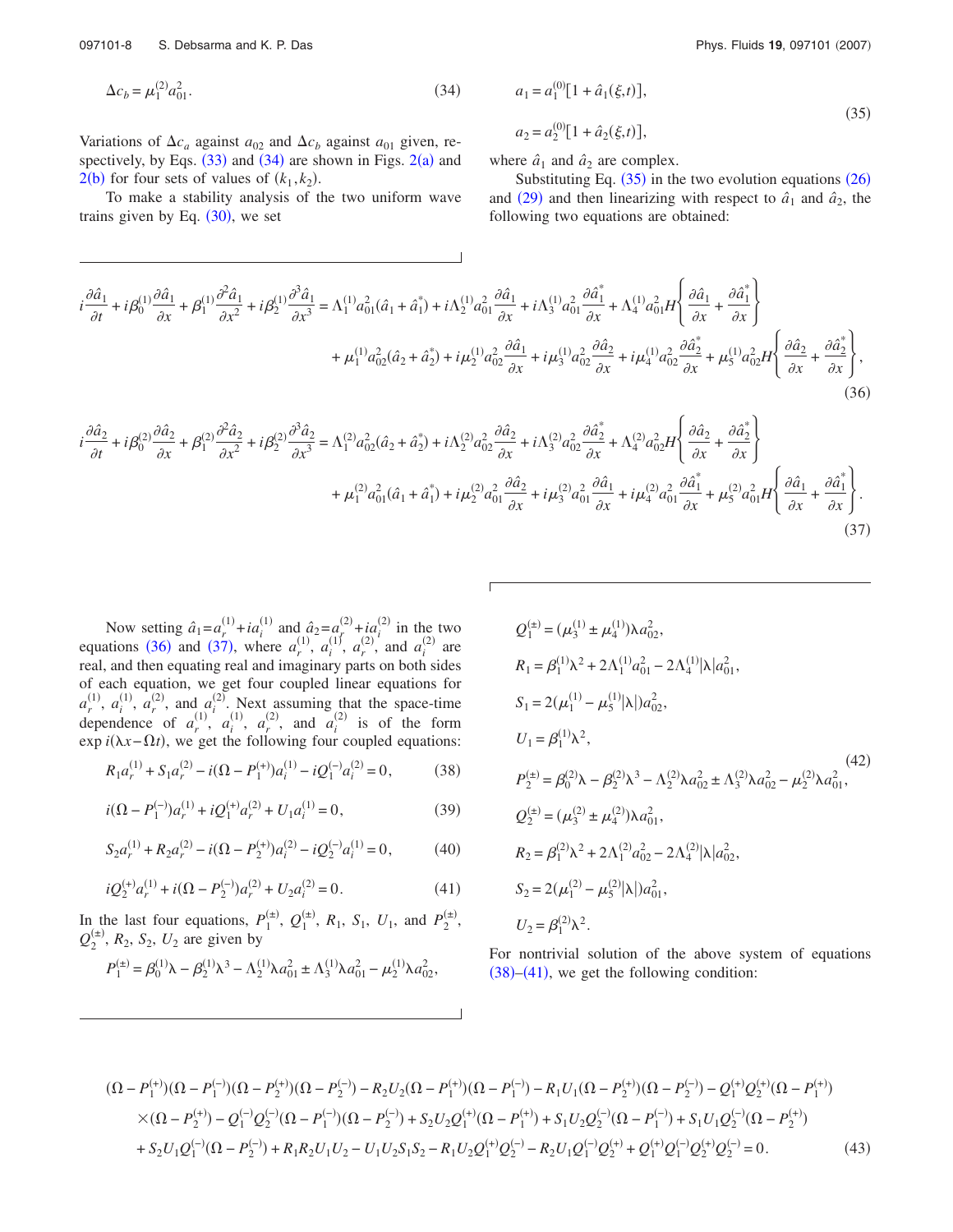$$\Delta c_b = \mu_1^{(2)} a_{01}^2. \tag{34}$$

Variations of $\Delta c_a$ against $a_{02}$ and $\Delta c_b$ against $a_{01}$ given, respectively, by Eqs. (33) and (34) are shown in Figs. 2(a) and 2(b) for four sets of values of $(k_1, k_2)$.

To make a stability analysis of the two uniform wave trains given by Eq. (30), we set

$$a_1 = a_1^{(0)}[1 + \hat{a}_1(\xi, t)],$$
$$a_2 = a_2^{(0)}[1 + \hat{a}_2(\xi, t)], \tag{35}$$

where $\hat{a}_1$ and $\hat{a}_2$ are complex.

Substituting Eq. (35) in the two evolution equations (26) and (29) and then linearizing with respect to $\hat{a}_1$ and $\hat{a}_2$, the following two equations are obtained:

$$i\frac{\partial \hat{a}_1}{\partial t} + i\beta_0^{(1)}\frac{\partial \hat{a}_1}{\partial x} + \beta_1^{(1)}\frac{\partial^2 \hat{a}_1}{\partial x^2} + i\beta_2^{(1)}\frac{\partial^3 \hat{a}_1}{\partial x^3} = \Lambda_1^{(1)} a_{01}^2(\hat{a}_1 + \hat{a}_1^*) + i\Lambda_2^{(1)} a_{01}^2 \frac{\partial \hat{a}_1}{\partial x} + i\Lambda_3^{(1)} a_{01}^2 \frac{\partial \hat{a}_1^*}{\partial x} + \Lambda_4^{(1)} a_{01}^2 H\left\{\frac{\partial \hat{a}_1}{\partial x} + \frac{\partial \hat{a}_1^*}{\partial x}\right\}$$
$$+ \mu_1^{(1)} a_{02}^2(\hat{a}_2 + \hat{a}_2^*) + i\mu_2^{(1)} a_{02}^2 \frac{\partial \hat{a}_1}{\partial x} + i\mu_3^{(1)} a_{02}^2 \frac{\partial \hat{a}_2}{\partial x} + i\mu_4^{(1)} a_{02}^2 \frac{\partial \hat{a}_2^*}{\partial x} + \mu_5^{(1)} a_{02}^2 H\left\{\frac{\partial \hat{a}_2}{\partial x} + \frac{\partial \hat{a}_2^*}{\partial x}\right\}, \tag{36}$$

$$i\frac{\partial \hat{a}_2}{\partial t} + i\beta_0^{(2)}\frac{\partial \hat{a}_2}{\partial x} + \beta_1^{(2)}\frac{\partial^2 \hat{a}_2}{\partial x^2} + i\beta_2^{(2)}\frac{\partial^3 \hat{a}_2}{\partial x^3} = \Lambda_1^{(2)} a_{02}^2(\hat{a}_2 + \hat{a}_2^*) + i\Lambda_2^{(2)} a_{02}^2 \frac{\partial \hat{a}_2}{\partial x} + i\Lambda_3^{(2)} a_{02}^2 \frac{\partial \hat{a}_2^*}{\partial x} + \Lambda_4^{(2)} a_{02}^2 H\left\{\frac{\partial \hat{a}_2}{\partial x} + \frac{\partial \hat{a}_2^*}{\partial x}\right\}$$
$$+ \mu_1^{(2)} a_{01}^2(\hat{a}_1 + \hat{a}_1^*) + i\mu_2^{(2)} a_{01}^2 \frac{\partial \hat{a}_2}{\partial x} + i\mu_3^{(2)} a_{01}^2 \frac{\partial \hat{a}_1}{\partial x} + i\mu_4^{(2)} a_{01}^2 \frac{\partial \hat{a}_1^*}{\partial x} + \mu_5^{(2)} a_{01}^2 H\left\{\frac{\partial \hat{a}_1}{\partial x} + \frac{\partial \hat{a}_1^*}{\partial x}\right\}. \tag{37}$$

Now setting $\hat{a}_1 = a_r^{(1)} + i a_i^{(1)}$ and $\hat{a}_2 = a_r^{(2)} + i a_i^{(2)}$ in the two equations (36) and (37), where $a_r^{(1)}$, $a_i^{(1)}$, $a_r^{(2)}$, and $a_i^{(2)}$ are real, and then equating real and imaginary parts on both sides of each equation, we get four coupled linear equations for $a_r^{(1)}$, $a_i^{(1)}$, $a_r^{(2)}$, and $a_i^{(2)}$. Next assuming that the space-time dependence of $a_r^{(1)}$, $a_i^{(1)}$, $a_r^{(2)}$, and $a_i^{(2)}$ is of the form $\exp i(\lambda x - \Omega t)$, we get the following four coupled equations:

$$R_1 a_r^{(1)} + S_1 a_r^{(2)} - i(\Omega - P_1^{(+)}) a_i^{(1)} - iQ_1^{(-)} a_i^{(2)} = 0, \tag{38}$$

$$i(\Omega - P_1^{(-)}) a_r^{(1)} + iQ_1^{(+)} a_r^{(2)} + U_1 a_i^{(1)} = 0, \tag{39}$$

$$S_2 a_r^{(1)} + R_2 a_r^{(2)} - i(\Omega - P_2^{(+)}) a_i^{(2)} - iQ_2^{(-)} a_i^{(1)} = 0, \tag{40}$$

$$iQ_2^{(+)} a_r^{(1)} + i(\Omega - P_2^{(-)}) a_r^{(2)} + U_2 a_i^{(2)} = 0. \tag{41}$$

In the last four equations, $P_1^{(\pm)}$, $Q_1^{(\pm)}$, $R_1$, $S_1$, $U_1$, and $P_2^{(\pm)}$, $Q_2^{(\pm)}$, $R_2$, $S_2$, $U_2$ are given by

$$P_1^{(\pm)} = \beta_0^{(1)}\lambda - \beta_2^{(1)}\lambda^3 - \Lambda_2^{(1)}\lambda a_{01}^2 \pm \Lambda_3^{(1)}\lambda a_{01}^2 - \mu_2^{(1)}\lambda a_{02}^2,$$
$$Q_1^{(\pm)} = (\mu_3^{(1)} \pm \mu_4^{(1)})\lambda a_{02}^2,$$
$$R_1 = \beta_1^{(1)}\lambda^2 + 2\Lambda_1^{(1)} a_{01}^2 - 2\Lambda_4^{(1)}|\lambda| a_{01}^2,$$
$$S_1 = 2(\mu_1^{(1)} - \mu_5^{(1)}|\lambda|) a_{02}^2,$$
$$U_1 = \beta_1^{(1)}\lambda^2,$$
$$P_2^{(\pm)} = \beta_0^{(2)}\lambda - \beta_2^{(2)}\lambda^3 - \Lambda_2^{(2)}\lambda a_{02}^2 \pm \Lambda_3^{(2)}\lambda a_{02}^2 - \mu_2^{(2)}\lambda a_{01}^2, \tag{42}$$
$$Q_2^{(\pm)} = (\mu_3^{(2)} \pm \mu_4^{(2)})\lambda a_{01}^2,$$
$$R_2 = \beta_1^{(2)}\lambda^2 + 2\Lambda_1^{(2)} a_{02}^2 - 2\Lambda_4^{(2)}|\lambda| a_{02}^2,$$
$$S_2 = 2(\mu_1^{(2)} - \mu_5^{(2)}|\lambda|) a_{01}^2,$$
$$U_2 = \beta_1^{(2)}\lambda^2.$$

For nontrivial solution of the above system of equations (38)–(41), we get the following condition:

$$(\Omega - P_1^{(+)})(\Omega - P_1^{(-)})(\Omega - P_2^{(+)})(\Omega - P_2^{(-)}) - R_2 U_2(\Omega - P_1^{(+)})(\Omega - P_1^{(-)}) - R_1 U_1(\Omega - P_2^{(+)})(\Omega - P_2^{(-)}) - Q_1^{(+)} Q_2^{(+)}(\Omega - P_1^{(+)})$$
$$\times(\Omega - P_2^{(+)}) - Q_1^{(-)} Q_2^{(-)}(\Omega - P_1^{(-)})(\Omega - P_2^{(-)}) + S_2 U_2 Q_1^{(+)}(\Omega - P_1^{(+)}) + S_1 U_2 Q_2^{(-)}(\Omega - P_1^{(-)}) + S_1 U_1 Q_2^{(-)}(\Omega - P_2^{(+)})$$
$$+ S_2 U_1 Q_1^{(-)}(\Omega - P_2^{(-)}) + R_1 R_2 U_1 U_2 - U_1 U_2 S_1 S_2 - R_1 U_2 Q_1^{(+)} Q_2^{(-)} - R_2 U_1 Q_1^{(-)} Q_2^{(+)} + Q_1^{(+)} Q_1^{(-)} Q_2^{(+)} Q_2^{(-)} = 0. \tag{43}$$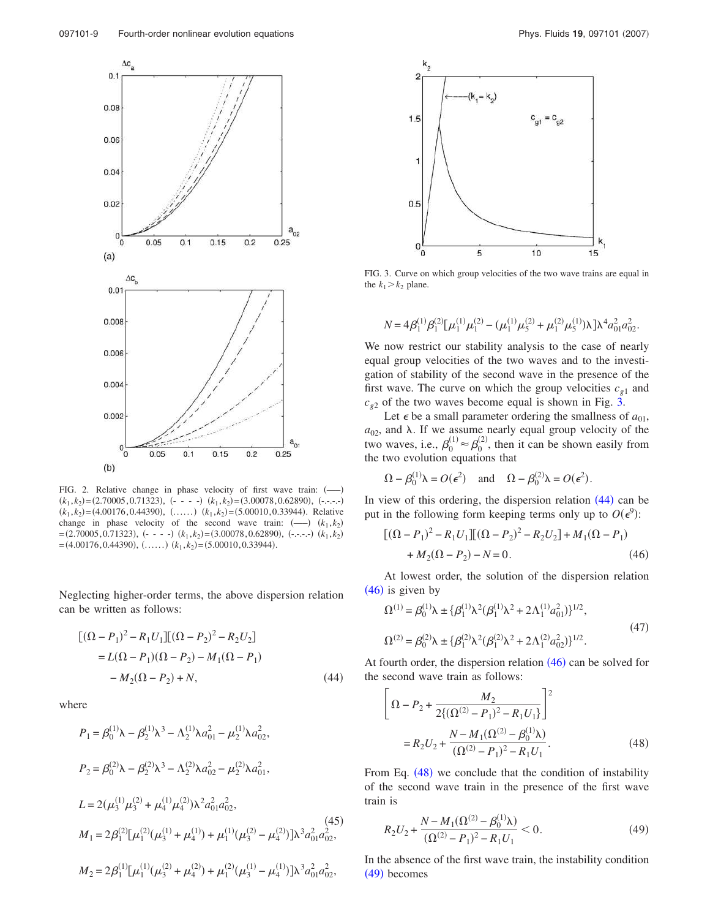FIG. 2. Relative change in phase velocity of first wave train: (——) $(k_1,k_2)=(2.70005,0.71323)$, (- - - -) $(k_1,k_2)=(3.00078,0.62890)$, (-.-.-.-) $(k_1,k_2)=(4.00176,0.44390)$, (......) $(k_1,k_2)=(5.00010,0.33944)$. Relative change in phase velocity of the second wave train: (——) $(k_1,k_2)=(2.70005,0.71323)$, (- - - -) $(k_1,k_2)=(3.00078,0.62890)$, (-.-.-.-) $(k_1,k_2)=(4.00176,0.44390)$, (......) $(k_1,k_2)=(5.00010,0.33944)$.

Neglecting higher-order terms, the above dispersion relation can be written as follows:

$$
\begin{aligned}
[(\Omega-P_1)^2-R_1U_1][(\Omega-P_2)^2-R_2U_2] &= L(\Omega-P_1)(\Omega-P_2)-M_1(\Omega-P_1) \\
&\quad -M_2(\Omega-P_2)+N,
\end{aligned} \tag{44}
$$

where

$$
\begin{aligned}
P_1 &= \beta_0^{(1)}\lambda-\beta_2^{(1)}\lambda^3-\Lambda_2^{(1)}\lambda a_{01}^2-\mu_2^{(1)}\lambda a_{02}^2,\\
P_2 &= \beta_0^{(2)}\lambda-\beta_2^{(2)}\lambda^3-\Lambda_2^{(2)}\lambda a_{02}^2-\mu_2^{(2)}\lambda a_{01}^2,\\
L &= 2(\mu_3^{(1)}\mu_3^{(2)}+\mu_4^{(1)}\mu_4^{(2)})\lambda^2 a_{01}^2 a_{02}^2,\\
M_1 &= 2\beta_1^{(2)}[\mu_1^{(2)}(\mu_3^{(1)}+\mu_4^{(1)})+\mu_1^{(1)}(\mu_3^{(2)}-\mu_4^{(2)})]\lambda^3 a_{01}^2 a_{02}^2,\\
M_2 &= 2\beta_1^{(1)}[\mu_1^{(1)}(\mu_3^{(2)}+\mu_4^{(2)})+\mu_1^{(2)}(\mu_3^{(1)}-\mu_4^{(1)})]\lambda^3 a_{01}^2 a_{02}^2,
\end{aligned} \tag{45}
$$

FIG. 3. Curve on which group velocities of the two wave trains are equal in the $k_1>k_2$ plane.

$$
N=4\beta_1^{(1)}\beta_1^{(2)}[\mu_1^{(1)}\mu_1^{(2)}-(\mu_1^{(1)}\mu_5^{(2)}+\mu_1^{(2)}\mu_5^{(1)})\lambda]\lambda^4 a_{01}^2 a_{02}^2.
$$

We now restrict our stability analysis to the case of nearly equal group velocities of the two waves and to the investigation of stability of the second wave in the presence of the first wave. The curve on which the group velocities $c_{g1}$ and $c_{g2}$ of the two waves become equal is shown in Fig. 3.

Let $\epsilon$ be a small parameter ordering the smallness of $a_{01}$, $a_{02}$, and $\lambda$. If we assume nearly equal group velocity of the two waves, i.e., $\beta_0^{(1)}\approx\beta_0^{(2)}$, then it can be shown easily from the two evolution equations that

$$
\Omega-\beta_0^{(1)}\lambda=O(\epsilon^2)\quad\text{and}\quad\Omega-\beta_0^{(2)}\lambda=O(\epsilon^2).
$$

In view of this ordering, the dispersion relation (44) can be put in the following form keeping terms only up to $O(\epsilon^9)$:

$$
\begin{aligned}
&[(\Omega-P_1)^2-R_1U_1][(\Omega-P_2)^2-R_2U_2]+M_1(\Omega-P_1)\\
&\quad+M_2(\Omega-P_2)-N=0.
\end{aligned} \tag{46}
$$

At lowest order, the solution of the dispersion relation (46) is given by

$$
\begin{aligned}
\Omega^{(1)} &= \beta_0^{(1)}\lambda \pm \{\beta_1^{(1)}\lambda^2(\beta_1^{(1)}\lambda^2+2\Lambda_1^{(1)}a_{01}^2)\}^{1/2},\\
\Omega^{(2)} &= \beta_0^{(2)}\lambda \pm \{\beta_1^{(2)}\lambda^2(\beta_1^{(2)}\lambda^2+2\Lambda_1^{(2)}a_{02}^2)\}^{1/2}.
\end{aligned} \tag{47}
$$

At fourth order, the dispersion relation (46) can be solved for the second wave train as follows:

$$
\left[\Omega-P_2+\frac{M_2}{2\{(\Omega^{(2)}-P_1)^2-R_1U_1\}}\right]^2
= R_2U_2+\frac{N-M_1(\Omega^{(2)}-\beta_0^{(1)}\lambda)}{(\Omega^{(2)}-P_1)^2-R_1U_1}. \tag{48}
$$

From Eq. (48) we conclude that the condition of instability of the second wave train in the presence of the first wave train is

$$
R_2U_2+\frac{N-M_1(\Omega^{(2)}-\beta_0^{(1)}\lambda)}{(\Omega^{(2)}-P_1)^2-R_1U_1}<0. \tag{49}
$$

In the absence of the first wave train, the instability condition (49) becomes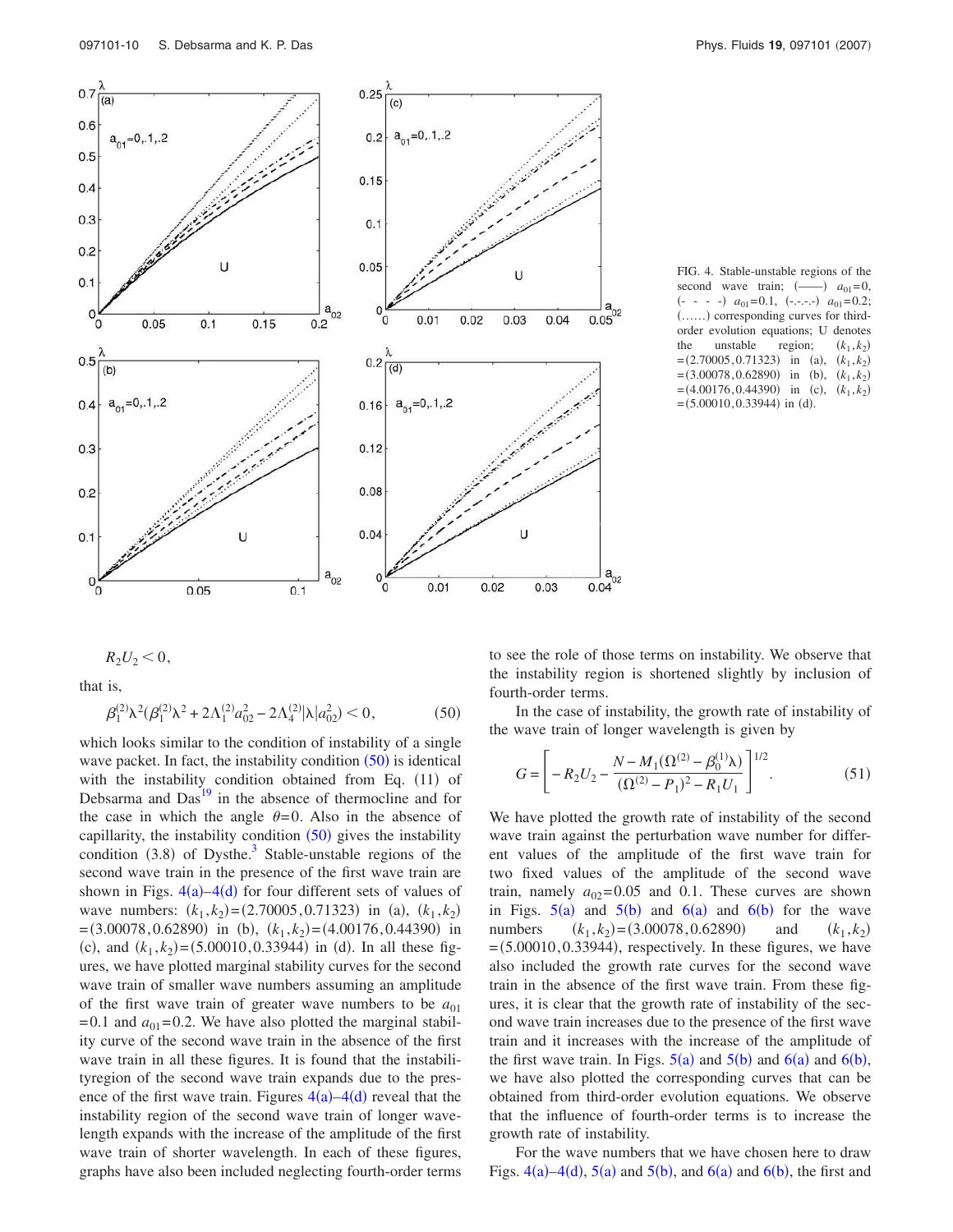FIG. 4. Stable-unstable regions of the second wave train; (——) $a_{01}=0$, (- - - -) $a_{01}=0.1$, (-.-.-.-) $a_{01}=0.2$; (……) corresponding curves for third-order evolution equations; U denotes the unstable region; $(k_1,k_2)=(2.70005,0.71323)$ in (a), $(k_1,k_2)=(3.00078,0.62890)$ in (b), $(k_1,k_2)=(4.00176,0.44390)$ in (c), $(k_1,k_2)=(5.00010,0.33944)$ in (d).

$$R_2U_2<0,$$

that is,

$$\beta_1^{(2)}\lambda^2(\beta_1^{(2)}\lambda^2+2\Lambda_1^{(2)}a_{02}^2-2\Lambda_4^{(2)}|\lambda|a_{02}^2)<0, \tag{50}$$

which looks similar to the condition of instability of a single wave packet. In fact, the instability condition (50) is identical with the instability condition obtained from Eq. (11) of Debsarma and Das[19] in the absence of thermocline and for the case in which the angle $\theta=0$. Also in the absence of capillarity, the instability condition (50) gives the instability condition (3.8) of Dysthe.[3] Stable-unstable regions of the second wave train in the presence of the first wave train are shown in Figs. 4(a)–4(d) for four different sets of values of wave numbers: $(k_1,k_2)=(2.70005,0.71323)$ in (a), $(k_1,k_2)=(3.00078,0.62890)$ in (b), $(k_1,k_2)=(4.00176,0.44390)$ in (c), and $(k_1,k_2)=(5.00010,0.33944)$ in (d). In all these figures, we have plotted marginal stability curves for the second wave train of smaller wave numbers assuming an amplitude of the first wave train of greater wave numbers to be $a_{01}=0.1$ and $a_{01}=0.2$. We have also plotted the marginal stability curve of the second wave train in the absence of the first wave train in all these figures. It is found that the instabilityregion of the second wave train expands due to the presence of the first wave train. Figures 4(a)–4(d) reveal that the instability region of the second wave train of longer wavelength expands with the increase of the amplitude of the first wave train of shorter wavelength. In each of these figures, graphs have also been included neglecting fourth-order terms to see the role of those terms on instability. We observe that the instability region is shortened slightly by inclusion of fourth-order terms.

In the case of instability, the growth rate of instability of the wave train of longer wavelength is given by

$$G=\left[-R_2U_2-\frac{N-M_1(\Omega^{(2)}-\beta_0^{(1)}\lambda)}{(\Omega^{(2)}-P_1)^2-R_1U_1}\right]^{1/2}. \tag{51}$$

We have plotted the growth rate of instability of the second wave train against the perturbation wave number for different values of the amplitude of the first wave train for two fixed values of the amplitude of the second wave train, namely $a_{02}=0.05$ and 0.1. These curves are shown in Figs. 5(a) and 5(b) and 6(a) and 6(b) for the wave numbers $(k_1,k_2)=(3.00078,0.62890)$ and $(k_1,k_2)=(5.00010,0.33944)$, respectively. In these figures, we have also included the growth rate curves for the second wave train in the absence of the first wave train. From these figures, it is clear that the growth rate of instability of the second wave train increases due to the presence of the first wave train and it increases with the increase of the amplitude of the first wave train. In Figs. 5(a) and 5(b) and 6(a) and 6(b), we have also plotted the corresponding curves that can be obtained from third-order evolution equations. We observe that the influence of fourth-order terms is to increase the growth rate of instability.

For the wave numbers that we have chosen here to draw Figs. 4(a)–4(d), 5(a) and 5(b), and 6(a) and 6(b), the first and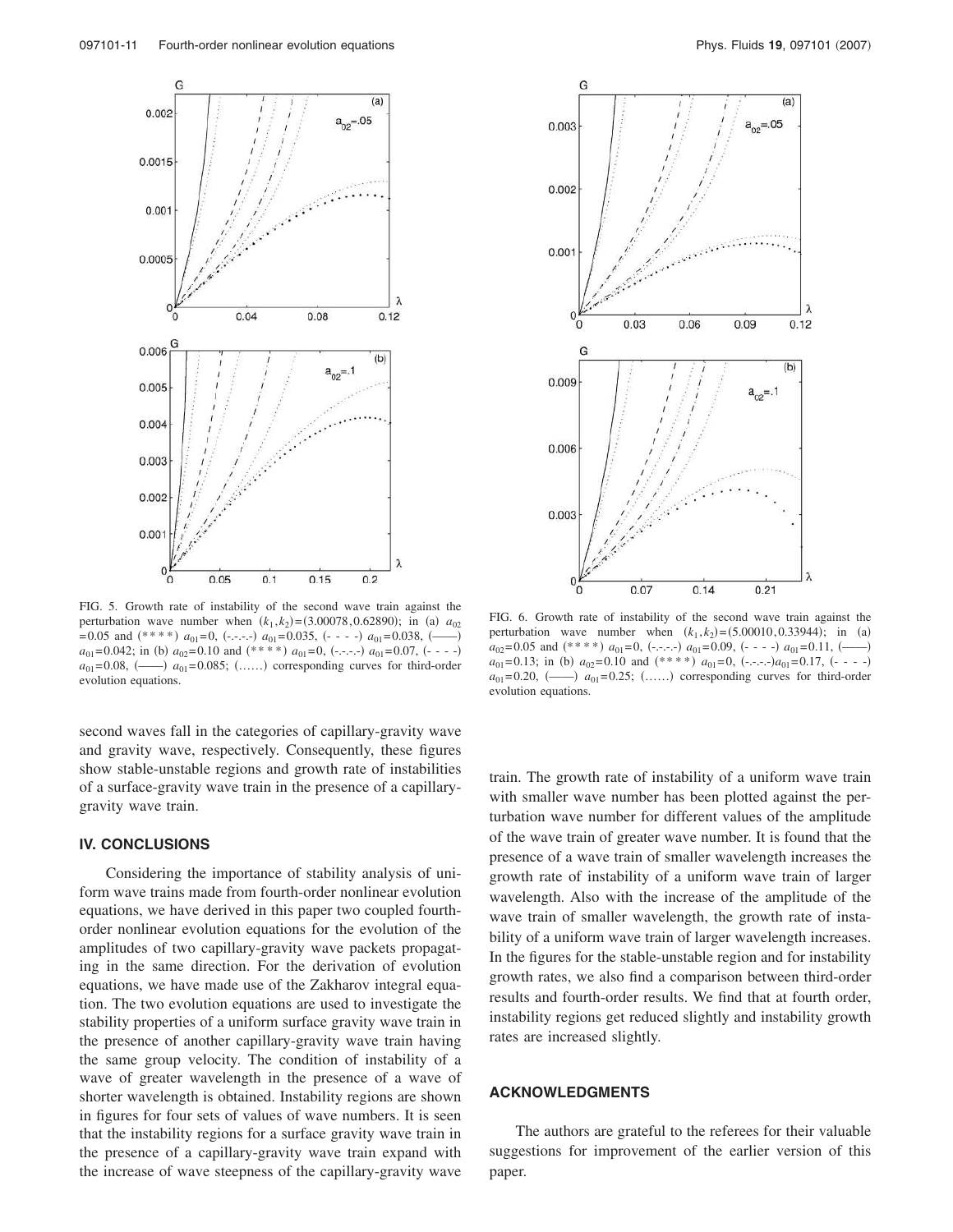FIG. 5. Growth rate of instability of the second wave train against the perturbation wave number when $(k_1,k_2)=(3.00078,0.62890)$; in (a) $a_{02}=0.05$ and (* * * *) $a_{01}=0$, (-.-.-.-) $a_{01}=0.035$, (- - - -) $a_{01}=0.038$, (——) $a_{01}=0.042$; in (b) $a_{02}=0.10$ and (* * * *) $a_{01}=0$, (-.-.-.-) $a_{01}=0.07$, (- - - -) $a_{01}=0.08$, (——) $a_{01}=0.085$; (……) corresponding curves for third-order evolution equations.

FIG. 6. Growth rate of instability of the second wave train against the perturbation wave number when $(k_1,k_2)=(5.00010,0.33944)$; in (a) $a_{02}=0.05$ and (* * * *) $a_{01}=0$, (-.-.-.-) $a_{01}=0.09$, (- - - -) $a_{01}=0.11$, (——) $a_{01}=0.13$; in (b) $a_{02}=0.10$ and (* * * *) $a_{01}=0$, (-.-.-.-) $a_{01}=0.17$, (- - - -) $a_{01}=0.20$, (——) $a_{01}=0.25$; (……) corresponding curves for third-order evolution equations.

second waves fall in the categories of capillary-gravity wave and gravity wave, respectively. Consequently, these figures show stable-unstable regions and growth rate of instabilities of a surface-gravity wave train in the presence of a capillary-gravity wave train.

## IV. CONCLUSIONS

Considering the importance of stability analysis of uniform wave trains made from fourth-order nonlinear evolution equations, we have derived in this paper two coupled fourth-order nonlinear evolution equations for the evolution of the amplitudes of two capillary-gravity wave packets propagating in the same direction. For the derivation of evolution equations, we have made use of the Zakharov integral equation. The two evolution equations are used to investigate the stability properties of a uniform surface gravity wave train in the presence of another capillary-gravity wave train having the same group velocity. The condition of instability of a wave of greater wavelength in the presence of a wave of shorter wavelength is obtained. Instability regions are shown in figures for four sets of values of wave numbers. It is seen that the instability regions for a surface gravity wave train in the presence of a capillary-gravity wave train expand with the increase of wave steepness of the capillary-gravity wave train. The growth rate of instability of a uniform wave train with smaller wave number has been plotted against the perturbation wave number for different values of the amplitude of the wave train of greater wave number. It is found that the presence of a wave train of smaller wavelength increases the growth rate of instability of a uniform wave train of larger wavelength. Also with the increase of the amplitude of the wave train of smaller wavelength, the growth rate of instability of a uniform wave train of larger wavelength increases. In the figures for the stable-unstable region and for instability growth rates, we also find a comparison between third-order results and fourth-order results. We find that at fourth order, instability regions get reduced slightly and instability growth rates are increased slightly.

## ACKNOWLEDGMENTS

The authors are grateful to the referees for their valuable suggestions for improvement of the earlier version of this paper.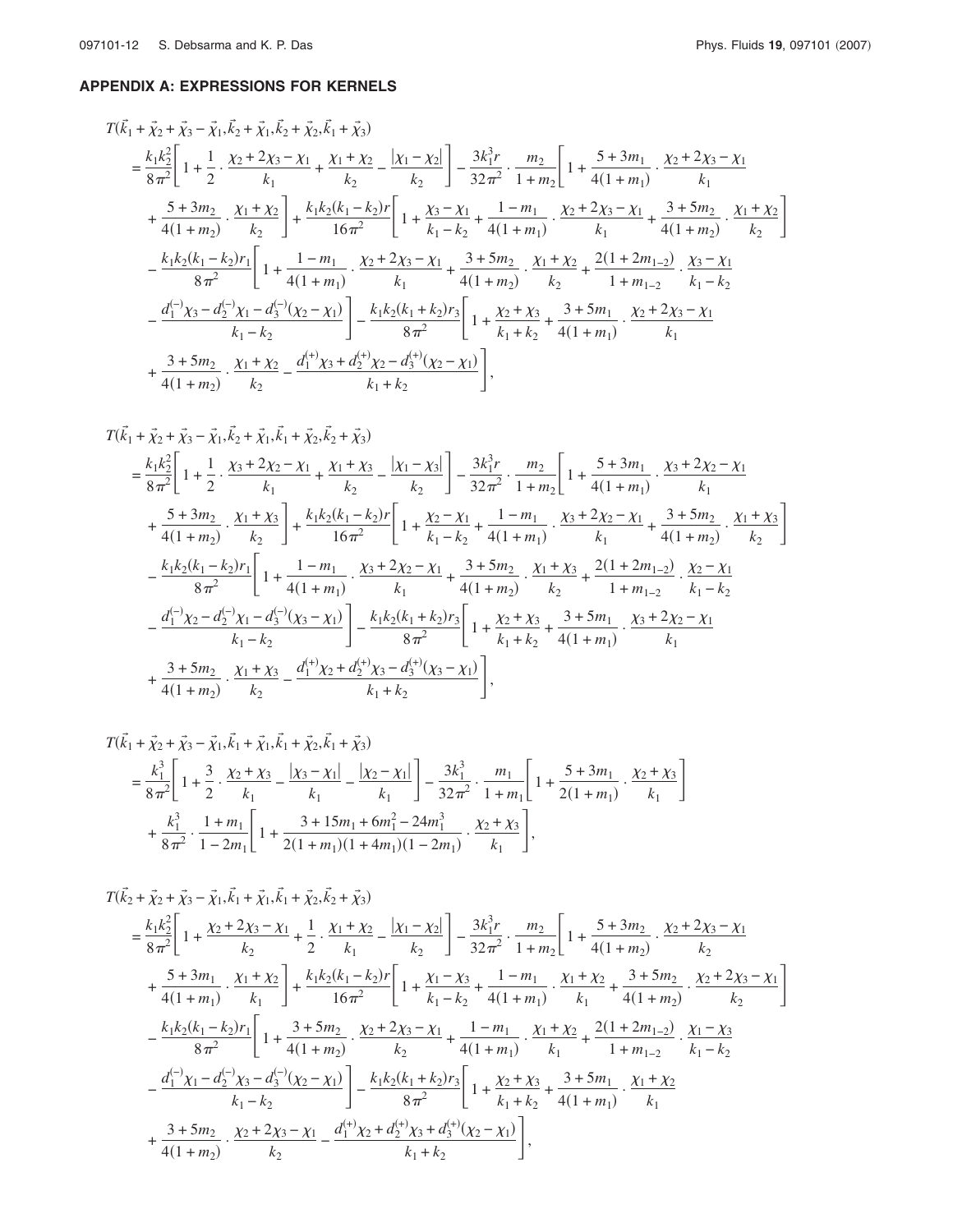## APPENDIX A: EXPRESSIONS FOR KERNELS

$$
\begin{aligned}
&T(\vec{k}_1+\vec{\chi}_2+\vec{\chi}_3-\vec{\chi}_1,\vec{k}_2+\vec{\chi}_1,\vec{k}_2+\vec{\chi}_2,\vec{k}_1+\vec{\chi}_3)\\
&=\frac{k_1k_2^2}{8\pi^2}\left[1+\frac{1}{2}\cdot\frac{\chi_2+2\chi_3-\chi_1}{k_1}+\frac{\chi_1+\chi_2}{k_2}-\frac{|\chi_1-\chi_2|}{k_2}\right]-\frac{3k_1^3r}{32\pi^2}\cdot\frac{m_2}{1+m_2}\left[1+\frac{5+3m_1}{4(1+m_1)}\cdot\frac{\chi_2+2\chi_3-\chi_1}{k_1}\right.\\
&\quad\left.+\frac{5+3m_2}{4(1+m_2)}\cdot\frac{\chi_1+\chi_2}{k_2}\right]+\frac{k_1k_2(k_1-k_2)r}{16\pi^2}\left[1+\frac{\chi_3-\chi_1}{k_1-k_2}+\frac{1-m_1}{4(1+m_1)}\cdot\frac{\chi_2+2\chi_3-\chi_1}{k_1}+\frac{3+5m_2}{4(1+m_2)}\cdot\frac{\chi_1+\chi_2}{k_2}\right]\\
&\quad-\frac{k_1k_2(k_1-k_2)r_1}{8\pi^2}\left[1+\frac{1-m_1}{4(1+m_1)}\cdot\frac{\chi_2+2\chi_3-\chi_1}{k_1}+\frac{3+5m_2}{4(1+m_2)}\cdot\frac{\chi_1+\chi_2}{k_2}+\frac{2(1+2m_{1-2})}{1+m_{1-2}}\cdot\frac{\chi_3-\chi_1}{k_1-k_2}\right.\\
&\quad\left.-\frac{d_1^{(-)}\chi_3-d_2^{(-)}\chi_1-d_3^{(-)}(\chi_2-\chi_1)}{k_1-k_2}\right]-\frac{k_1k_2(k_1+k_2)r_3}{8\pi^2}\left[1+\frac{\chi_2+\chi_3}{k_1+k_2}+\frac{3+5m_1}{4(1+m_1)}\cdot\frac{\chi_2+2\chi_3-\chi_1}{k_1}\right.\\
&\quad\left.+\frac{3+5m_2}{4(1+m_2)}\cdot\frac{\chi_1+\chi_2}{k_2}-\frac{d_1^{(+)}\chi_3+d_2^{(+)}\chi_2-d_3^{(+)}(\chi_2-\chi_1)}{k_1+k_2}\right],
\end{aligned}
$$

$$
\begin{aligned}
&T(\vec{k}_1+\vec{\chi}_2+\vec{\chi}_3-\vec{\chi}_1,\vec{k}_2+\vec{\chi}_1,\vec{k}_1+\vec{\chi}_2,\vec{k}_2+\vec{\chi}_3)\\
&=\frac{k_1k_2^2}{8\pi^2}\left[1+\frac{1}{2}\cdot\frac{\chi_3+2\chi_2-\chi_1}{k_1}+\frac{\chi_1+\chi_3}{k_2}-\frac{|\chi_1-\chi_3|}{k_2}\right]-\frac{3k_1^3r}{32\pi^2}\cdot\frac{m_2}{1+m_2}\left[1+\frac{5+3m_1}{4(1+m_1)}\cdot\frac{\chi_3+2\chi_2-\chi_1}{k_1}\right.\\
&\quad\left.+\frac{5+3m_2}{4(1+m_2)}\cdot\frac{\chi_1+\chi_3}{k_2}\right]+\frac{k_1k_2(k_1-k_2)r}{16\pi^2}\left[1+\frac{\chi_2-\chi_1}{k_1-k_2}+\frac{1-m_1}{4(1+m_1)}\cdot\frac{\chi_3+2\chi_2-\chi_1}{k_1}+\frac{3+5m_2}{4(1+m_2)}\cdot\frac{\chi_1+\chi_3}{k_2}\right]\\
&\quad-\frac{k_1k_2(k_1-k_2)r_1}{8\pi^2}\left[1+\frac{1-m_1}{4(1+m_1)}\cdot\frac{\chi_3+2\chi_2-\chi_1}{k_1}+\frac{3+5m_2}{4(1+m_2)}\cdot\frac{\chi_1+\chi_3}{k_2}+\frac{2(1+2m_{1-2})}{1+m_{1-2}}\cdot\frac{\chi_2-\chi_1}{k_1-k_2}\right.\\
&\quad\left.-\frac{d_1^{(-)}\chi_2-d_2^{(-)}\chi_1-d_3^{(-)}(\chi_3-\chi_1)}{k_1-k_2}\right]-\frac{k_1k_2(k_1+k_2)r_3}{8\pi^2}\left[1+\frac{\chi_2+\chi_3}{k_1+k_2}+\frac{3+5m_1}{4(1+m_1)}\cdot\frac{\chi_3+2\chi_2-\chi_1}{k_1}\right.\\
&\quad\left.+\frac{3+5m_2}{4(1+m_2)}\cdot\frac{\chi_1+\chi_3}{k_2}-\frac{d_1^{(+)}\chi_2+d_2^{(+)}\chi_3-d_3^{(+)}(\chi_3-\chi_1)}{k_1+k_2}\right],
\end{aligned}
$$

$$
\begin{aligned}
&T(\vec{k}_1+\vec{\chi}_2+\vec{\chi}_3-\vec{\chi}_1,\vec{k}_1+\vec{\chi}_1,\vec{k}_1+\vec{\chi}_2,\vec{k}_1+\vec{\chi}_3)\\
&=\frac{k_1^3}{8\pi^2}\left[1+\frac{3}{2}\cdot\frac{\chi_2+\chi_3}{k_1}-\frac{|\chi_3-\chi_1|}{k_1}-\frac{|\chi_2-\chi_1|}{k_1}\right]-\frac{3k_1^3}{32\pi^2}\cdot\frac{m_1}{1+m_1}\left[1+\frac{5+3m_1}{2(1+m_1)}\cdot\frac{\chi_2+\chi_3}{k_1}\right]\\
&\quad+\frac{k_1^3}{8\pi^2}\cdot\frac{1+m_1}{1-2m_1}\left[1+\frac{3+15m_1+6m_1^2-24m_1^3}{2(1+m_1)(1+4m_1)(1-2m_1)}\cdot\frac{\chi_2+\chi_3}{k_1}\right],
\end{aligned}
$$

$$
\begin{aligned}
&T(\vec{k}_2+\vec{\chi}_2+\vec{\chi}_3-\vec{\chi}_1,\vec{k}_1+\vec{\chi}_1,\vec{k}_1+\vec{\chi}_2,\vec{k}_2+\vec{\chi}_3)\\
&=\frac{k_1k_2^2}{8\pi^2}\left[1+\frac{\chi_2+2\chi_3-\chi_1}{k_2}+\frac{1}{2}\cdot\frac{\chi_1+\chi_2}{k_1}-\frac{|\chi_1-\chi_2|}{k_2}\right]-\frac{3k_1^3r}{32\pi^2}\cdot\frac{m_2}{1+m_2}\left[1+\frac{5+3m_2}{4(1+m_2)}\cdot\frac{\chi_2+2\chi_3-\chi_1}{k_2}\right.\\
&\quad\left.+\frac{5+3m_1}{4(1+m_1)}\cdot\frac{\chi_1+\chi_2}{k_1}\right]+\frac{k_1k_2(k_1-k_2)r}{16\pi^2}\left[1+\frac{\chi_1-\chi_3}{k_1-k_2}+\frac{1-m_1}{4(1+m_1)}\cdot\frac{\chi_1+\chi_2}{k_1}+\frac{3+5m_2}{4(1+m_2)}\cdot\frac{\chi_2+2\chi_3-\chi_1}{k_2}\right]\\
&\quad-\frac{k_1k_2(k_1-k_2)r_1}{8\pi^2}\left[1+\frac{3+5m_2}{4(1+m_2)}\cdot\frac{\chi_2+2\chi_3-\chi_1}{k_2}+\frac{1-m_1}{4(1+m_1)}\cdot\frac{\chi_1+\chi_2}{k_1}+\frac{2(1+2m_{1-2})}{1+m_{1-2}}\cdot\frac{\chi_1-\chi_3}{k_1-k_2}\right.\\
&\quad\left.-\frac{d_1^{(-)}\chi_1-d_2^{(-)}\chi_3-d_3^{(-)}(\chi_2-\chi_1)}{k_1-k_2}\right]-\frac{k_1k_2(k_1+k_2)r_3}{8\pi^2}\left[1+\frac{\chi_2+\chi_3}{k_1+k_2}+\frac{3+5m_1}{4(1+m_1)}\cdot\frac{\chi_1+\chi_2}{k_1}\right.\\
&\quad\left.+\frac{3+5m_2}{4(1+m_2)}\cdot\frac{\chi_2+2\chi_3-\chi_1}{k_2}-\frac{d_1^{(+)}\chi_2+d_2^{(+)}\chi_3+d_3^{(+)}(\chi_2-\chi_1)}{k_1+k_2}\right],
\end{aligned}
$$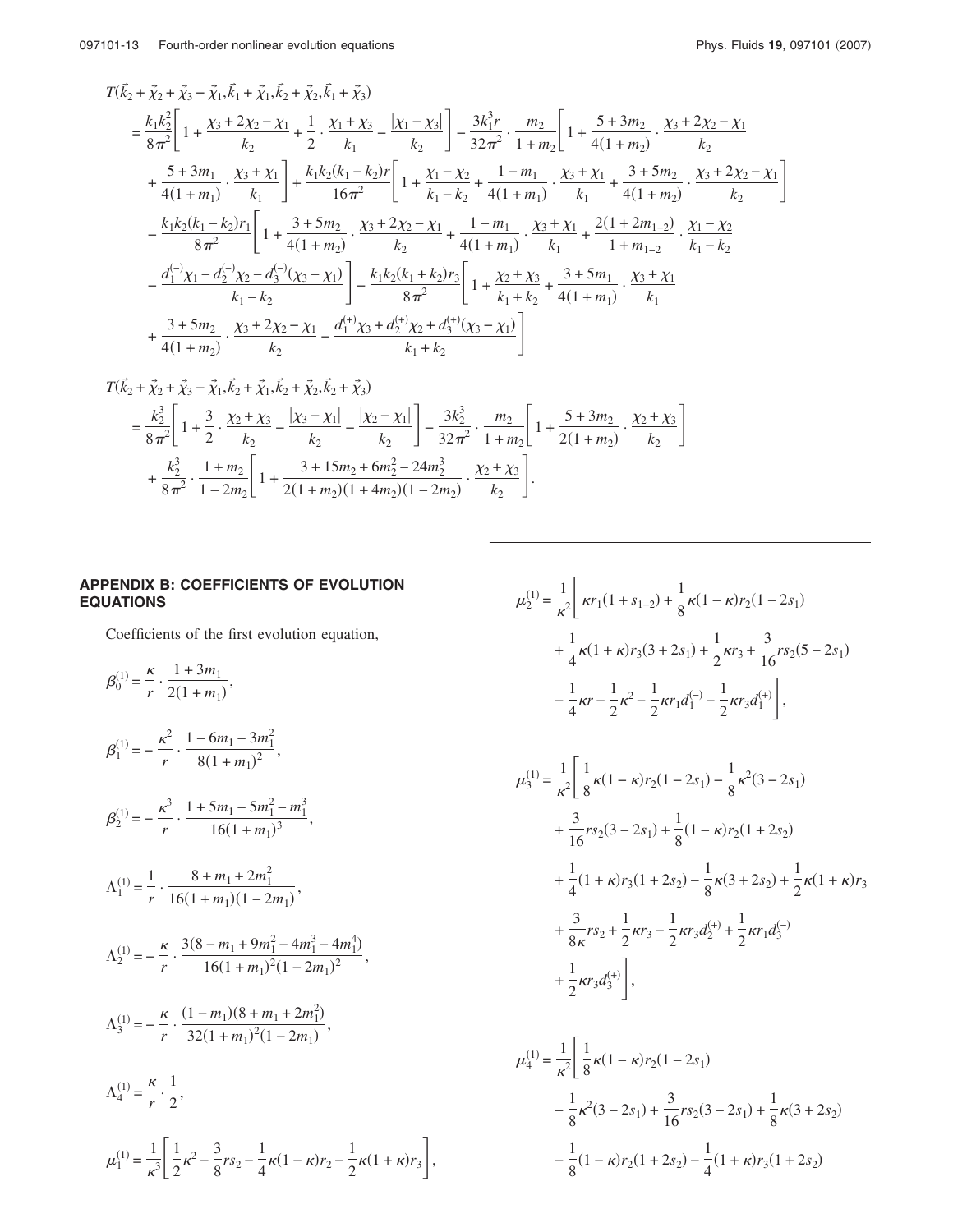$$
\begin{aligned}
&T(\vec{k}_2+\vec{\chi}_2+\vec{\chi}_3-\vec{\chi}_1,\vec{k}_1+\vec{\chi}_1,\vec{k}_2+\vec{\chi}_2,\vec{k}_1+\vec{\chi}_3)\\
&=\frac{k_1k_2^2}{8\pi^2}\left[1+\frac{\chi_3+2\chi_2-\chi_1}{k_2}+\frac{1}{2}\cdot\frac{\chi_1+\chi_3}{k_1}-\frac{|\chi_1-\chi_3|}{k_2}\right]-\frac{3k_1^3r}{32\pi^2}\cdot\frac{m_2}{1+m_2}\left[1+\frac{5+3m_2}{4(1+m_2)}\cdot\frac{\chi_3+2\chi_2-\chi_1}{k_2}\right.\\
&\quad\left.+\frac{5+3m_1}{4(1+m_1)}\cdot\frac{\chi_3+\chi_1}{k_1}\right]+\frac{k_1k_2(k_1-k_2)r}{16\pi^2}\left[1+\frac{\chi_1-\chi_2}{k_1-k_2}+\frac{1-m_1}{4(1+m_1)}\cdot\frac{\chi_3+\chi_1}{k_1}+\frac{3+5m_2}{4(1+m_2)}\cdot\frac{\chi_3+2\chi_2-\chi_1}{k_2}\right]\\
&\quad-\frac{k_1k_2(k_1-k_2)r_1}{8\pi^2}\left[1+\frac{3+5m_2}{4(1+m_2)}\cdot\frac{\chi_3+2\chi_2-\chi_1}{k_2}+\frac{1-m_1}{4(1+m_1)}\cdot\frac{\chi_3+\chi_1}{k_1}+\frac{2(1+2m_{1-2})}{1+m_{1-2}}\cdot\frac{\chi_1-\chi_2}{k_1-k_2}\right.\\
&\quad\left.-\frac{d_1^{(-)}\chi_1-d_2^{(-)}\chi_2-d_3^{(-)}(\chi_3-\chi_1)}{k_1-k_2}\right]-\frac{k_1k_2(k_1+k_2)r_3}{8\pi^2}\left[1+\frac{\chi_2+\chi_3}{k_1+k_2}+\frac{3+5m_1}{4(1+m_1)}\cdot\frac{\chi_3+\chi_1}{k_1}\right.\\
&\quad\left.+\frac{3+5m_2}{4(1+m_2)}\cdot\frac{\chi_3+2\chi_2-\chi_1}{k_2}-\frac{d_1^{(+)}\chi_3+d_2^{(+)}\chi_2+d_3^{(+)}(\chi_3-\chi_1)}{k_1+k_2}\right]
\end{aligned}
$$

$$
\begin{aligned}
&T(\vec{k}_2+\vec{\chi}_2+\vec{\chi}_3-\vec{\chi}_1,\vec{k}_2+\vec{\chi}_1,\vec{k}_2+\vec{\chi}_2,\vec{k}_2+\vec{\chi}_3)\\
&=\frac{k_2^3}{8\pi^2}\left[1+\frac{3}{2}\cdot\frac{\chi_2+\chi_3}{k_2}-\frac{|\chi_3-\chi_1|}{k_2}-\frac{|\chi_2-\chi_1|}{k_2}\right]-\frac{3k_2^3}{32\pi^2}\cdot\frac{m_2}{1+m_2}\left[1+\frac{5+3m_2}{2(1+m_2)}\cdot\frac{\chi_2+\chi_3}{k_2}\right]\\
&\quad+\frac{k_2^3}{8\pi^2}\cdot\frac{1+m_2}{1-2m_2}\left[1+\frac{3+15m_2+6m_2^2-24m_2^3}{2(1+m_2)(1+4m_2)(1-2m_2)}\cdot\frac{\chi_2+\chi_3}{k_2}\right].
\end{aligned}
$$

## APPENDIX B: COEFFICIENTS OF EVOLUTION EQUATIONS

Coefficients of the first evolution equation,

$$\beta_0^{(1)}=\frac{\kappa}{r}\cdot\frac{1+3m_1}{2(1+m_1)},$$

$$\beta_1^{(1)}=-\frac{\kappa^2}{r}\cdot\frac{1-6m_1-3m_1^2}{8(1+m_1)^2},$$

$$\beta_2^{(1)}=-\frac{\kappa^3}{r}\cdot\frac{1+5m_1-5m_1^2-m_1^3}{16(1+m_1)^3},$$

$$\Lambda_1^{(1)}=\frac{1}{r}\cdot\frac{8+m_1+2m_1^2}{16(1+m_1)(1-2m_1)},$$

$$\Lambda_2^{(1)}=-\frac{\kappa}{r}\cdot\frac{3(8-m_1+9m_1^2-4m_1^3-4m_1^4)}{16(1+m_1)^2(1-2m_1)^2},$$

$$\Lambda_3^{(1)}=-\frac{\kappa}{r}\cdot\frac{(1-m_1)(8+m_1+2m_1^2)}{32(1+m_1)^2(1-2m_1)},$$

$$\Lambda_4^{(1)}=\frac{\kappa}{r}\cdot\frac{1}{2},$$

$$\mu_1^{(1)}=\frac{1}{\kappa^3}\left[\frac{1}{2}\kappa^2-\frac{3}{8}rs_2-\frac{1}{4}\kappa(1-\kappa)r_2-\frac{1}{2}\kappa(1+\kappa)r_3\right],$$

$$
\begin{aligned}
\mu_2^{(1)}=\frac{1}{\kappa^2}\Big[&\kappa r_1(1+s_{1-2})+\frac{1}{8}\kappa(1-\kappa)r_2(1-2s_1)\\
&+\frac{1}{4}\kappa(1+\kappa)r_3(3+2s_1)+\frac{1}{2}\kappa r_3+\frac{3}{16}rs_2(5-2s_1)\\
&-\frac{1}{4}\kappa r-\frac{1}{2}\kappa^2-\frac{1}{2}\kappa r_1d_1^{(-)}-\frac{1}{2}\kappa r_3d_1^{(+)}\Big],
\end{aligned}
$$

$$
\begin{aligned}
\mu_3^{(1)}=\frac{1}{\kappa^2}\Big[&\frac{1}{8}\kappa(1-\kappa)r_2(1-2s_1)-\frac{1}{8}\kappa^2(3-2s_1)\\
&+\frac{3}{16}rs_2(3-2s_1)+\frac{1}{8}(1-\kappa)r_2(1+2s_2)\\
&+\frac{1}{4}(1+\kappa)r_3(1+2s_2)-\frac{1}{8}\kappa(3+2s_2)+\frac{1}{2}\kappa(1+\kappa)r_3\\
&+\frac{3}{8\kappa}rs_2+\frac{1}{2}\kappa r_3-\frac{1}{2}\kappa r_3d_2^{(+)}+\frac{1}{2}\kappa r_1d_3^{(-)}\\
&+\frac{1}{2}\kappa r_3d_3^{(+)}\Big],
\end{aligned}
$$

$$
\begin{aligned}
\mu_4^{(1)}=\frac{1}{\kappa^2}\Big[&\frac{1}{8}\kappa(1-\kappa)r_2(1-2s_1)\\
&-\frac{1}{8}\kappa^2(3-2s_1)+\frac{3}{16}rs_2(3-2s_1)+\frac{1}{8}\kappa(3+2s_2)\\
&-\frac{1}{8}(1-\kappa)r_2(1+2s_2)-\frac{1}{4}(1+\kappa)r_3(1+2s_2)
\end{aligned}
$$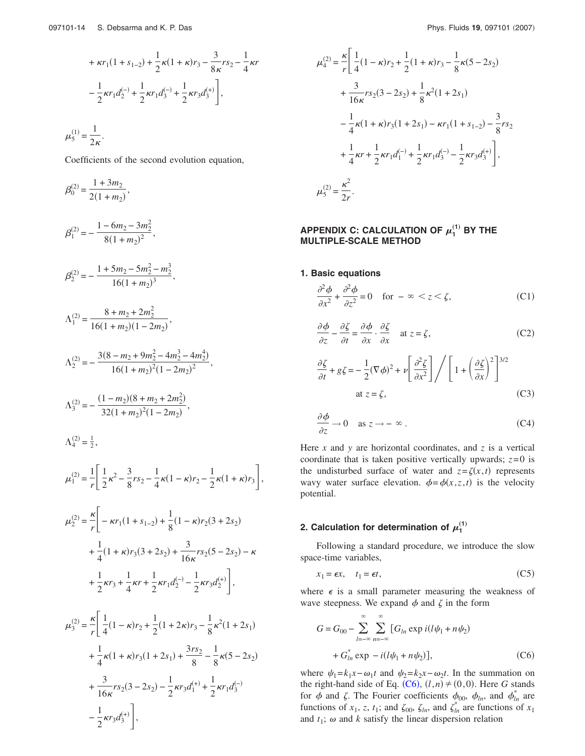$$+ \kappa r_1(1+s_{1-2}) + \frac{1}{2}\kappa(1+\kappa)r_3 - \frac{3}{8\kappa}rs_2 - \frac{1}{4}\kappa r - \frac{1}{2}\kappa r_1 d_2^{(-)} + \frac{1}{2}\kappa r_1 d_3^{(-)} + \frac{1}{2}\kappa r_3 d_3^{(+)}\Bigg],$$

$$\mu_5^{(1)} = \frac{1}{2\kappa}.$$

Coefficients of the second evolution equation,

$$\beta_0^{(2)} = \frac{1+3m_2}{2(1+m_2)},$$

$$\beta_1^{(2)} = -\frac{1-6m_2-3m_2^2}{8(1+m_2)^2},$$

$$\beta_2^{(2)} = -\frac{1+5m_2-5m_2^2-m_2^3}{16(1+m_2)^3},$$

$$\Lambda_1^{(2)} = \frac{8+m_2+2m_2^2}{16(1+m_2)(1-2m_2)},$$

$$\Lambda_2^{(2)} = -\frac{3(8-m_2+9m_2^2-4m_2^3-4m_2^4)}{16(1+m_2)^2(1-2m_2)^2},$$

$$\Lambda_3^{(2)} = -\frac{(1-m_2)(8+m_2+2m_2^2)}{32(1+m_2)^2(1-2m_2)},$$

$$\Lambda_4^{(2)} = \tfrac{1}{2},$$

$$\mu_1^{(2)} = \frac{1}{r}\left[\frac{1}{2}\kappa^2 - \frac{3}{8}rs_2 - \frac{1}{4}\kappa(1-\kappa)r_2 - \frac{1}{2}\kappa(1+\kappa)r_3\right],$$

$$\mu_2^{(2)} = \frac{\kappa}{r}\Bigg[-\kappa r_1(1+s_{1-2}) + \frac{1}{8}(1-\kappa)r_2(3+2s_2) + \frac{1}{4}(1+\kappa)r_3(3+2s_2) + \frac{3}{16\kappa}rs_2(5-2s_2) - \kappa + \frac{1}{2}\kappa r_3 + \frac{1}{4}\kappa r + \frac{1}{2}\kappa r_1 d_2^{(-)} - \frac{1}{2}\kappa r_3 d_2^{(+)}\Bigg],$$

$$\mu_3^{(2)} = \frac{\kappa}{r}\Bigg[\frac{1}{4}(1-\kappa)r_2 + \frac{1}{2}(1+2\kappa)r_3 - \frac{1}{8}\kappa^2(1+2s_1) + \frac{1}{4}\kappa(1+\kappa)r_3(1+2s_1) + \frac{3rs_2}{8} - \frac{1}{8}\kappa(5-2s_2) + \frac{3}{16\kappa}rs_2(3-2s_2) - \frac{1}{2}\kappa r_3 d_1^{(+)} + \frac{1}{2}\kappa r_1 d_3^{(-)} - \frac{1}{2}\kappa r_3 d_3^{(+)}\Bigg],$$

$$\mu_4^{(2)} = \frac{\kappa}{r}\Bigg[\frac{1}{4}(1-\kappa)r_2 + \frac{1}{2}(1+\kappa)r_3 - \frac{1}{8}\kappa(5-2s_2) + \frac{3}{16\kappa}rs_2(3-2s_2) + \frac{1}{8}\kappa^2(1+2s_1) - \frac{1}{4}\kappa(1+\kappa)r_3(1+2s_1) - \kappa r_1(1+s_{1-2}) - \frac{3}{8}rs_2 + \frac{1}{4}\kappa r + \frac{1}{2}\kappa r_1 d_1^{(-)} + \frac{1}{2}\kappa r_1 d_3^{(-)} - \frac{1}{2}\kappa r_3 d_3^{(+)}\Bigg],$$

$$\mu_5^{(2)} = \frac{\kappa^2}{2r}.$$

## APPENDIX C: CALCULATION OF $\mu_1^{(1)}$ BY THE MULTIPLE-SCALE METHOD

### 1. Basic equations

$$\frac{\partial^2\phi}{\partial x^2} + \frac{\partial^2\phi}{\partial z^2} = 0 \quad \text{for } -\infty < z < \zeta, \tag{C1}$$

$$\frac{\partial\phi}{\partial z} - \frac{\partial\zeta}{\partial t} = \frac{\partial\phi}{\partial x}\cdot\frac{\partial\zeta}{\partial x} \quad \text{at } z=\zeta, \tag{C2}$$

$$\frac{\partial\zeta}{\partial t} + g\zeta = -\frac{1}{2}(\nabla\phi)^2 + \nu\left[\frac{\partial^2\zeta}{\partial x^2}\right]\Bigg/\left[1+\left(\frac{\partial\zeta}{\partial x}\right)^2\right]^{3/2} \quad \text{at } z=\zeta, \tag{C3}$$

$$\frac{\partial\phi}{\partial z} \to 0 \quad \text{as } z \to -\infty. \tag{C4}$$

Here $x$ and $y$ are horizontal coordinates, and $z$ is a vertical coordinate that is taken positive vertically upwards; $z=0$ is the undisturbed surface of water and $z=\zeta(x,t)$ represents wavy water surface elevation. $\phi=\phi(x,z,t)$ is the velocity potential.

### 2. Calculation for determination of $\mu_1^{(1)}$

Following a standard procedure, we introduce the slow space-time variables,

$$x_1 = \epsilon x, \quad t_1 = \epsilon t, \tag{C5}$$

where $\epsilon$ is a small parameter measuring the weakness of wave steepness. We expand $\phi$ and $\zeta$ in the form

$$G = G_{00} - \sum_{l=-\infty}^{\infty}\sum_{n=-\infty}^{\infty}\left[G_{ln}\exp i(l\psi_1+n\psi_2) + G_{ln}^{*}\exp -i(l\psi_1+n\psi_2)\right], \tag{C6}$$

where $\psi_1=k_1x-\omega_1 t$ and $\psi_2=k_2x-\omega_2 t$. In the summation on the right-hand side of Eq. (C6), $(l,n)\neq(0,0)$. Here $G$ stands for $\phi$ and $\zeta$. The Fourier coefficients $\phi_{00}$, $\phi_{ln}$, and $\phi_{ln}^{*}$ are functions of $x_1$, $z$, $t_1$; and $\zeta_{00}$, $\zeta_{ln}$, and $\zeta_{ln}^{*}$ are functions of $x_1$ and $t_1$; $\omega$ and $k$ satisfy the linear dispersion relation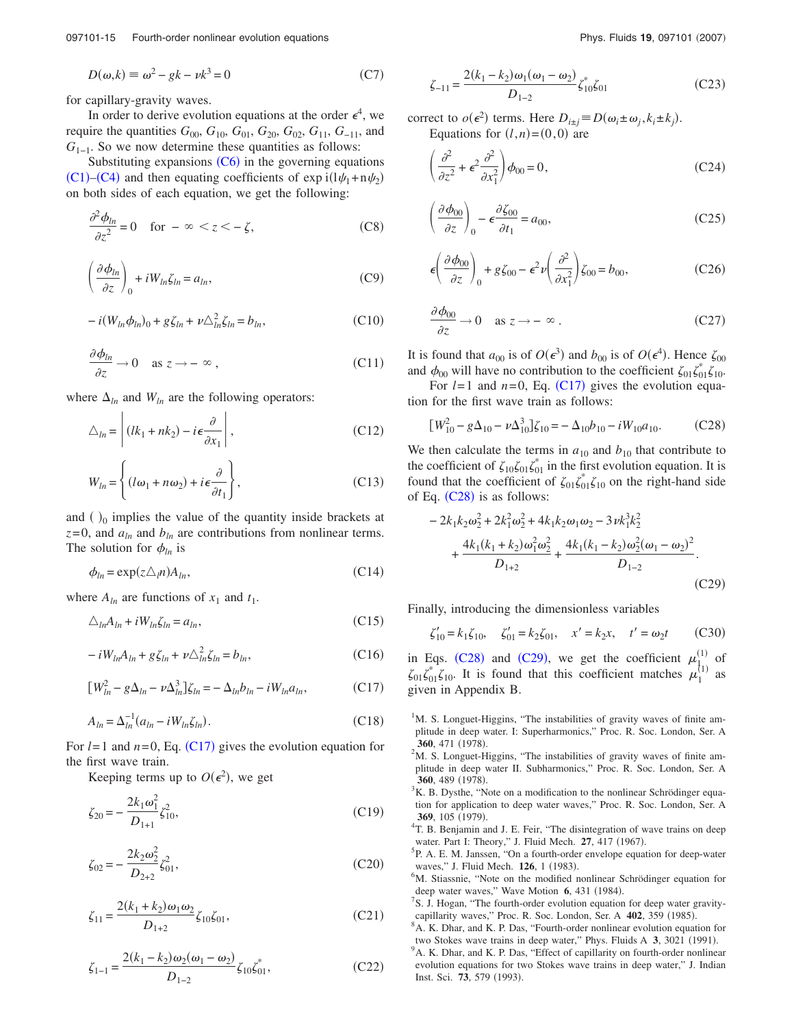$$D(\omega,k) \equiv \omega^2 - gk - \nu k^3 = 0 \tag{C7}$$

for capillary-gravity waves.

In order to derive evolution equations at the order $\epsilon^4$, we require the quantities $G_{00}$, $G_{10}$, $G_{01}$, $G_{20}$, $G_{02}$, $G_{11}$, $G_{-11}$, and $G_{1-1}$. So we now determine these quantities as follows:

Substituting expansions (C6) in the governing equations (C1)–(C4) and then equating coefficients of $\exp \mathrm{i}(l\psi_1 + n\psi_2)$ on both sides of each equation, we get the following:

$$\frac{\partial^2 \phi_{ln}}{\partial z^2} = 0 \quad \text{for } -\infty < z < -\zeta, \tag{C8}$$

$$\left(\frac{\partial \phi_{ln}}{\partial z}\right)_0 + iW_{ln}\zeta_{ln} = a_{ln}, \tag{C9}$$

$$-i(W_{ln}\phi_{ln})_0 + g\zeta_{ln} + \nu\triangle_{ln}^2\zeta_{ln} = b_{ln}, \tag{C10}$$

$$\frac{\partial \phi_{ln}}{\partial z} \to 0 \quad \text{as } z \to -\infty, \tag{C11}$$

where $\Delta_{ln}$ and $W_{ln}$ are the following operators:

$$\triangle_{ln} = \left|(lk_1 + nk_2) - i\epsilon\frac{\partial}{\partial x_1}\right|, \tag{C12}$$

$$W_{ln} = \left\{(l\omega_1 + n\omega_2) + i\epsilon\frac{\partial}{\partial t_1}\right\}, \tag{C13}$$

and $(\ )_0$ implies the value of the quantity inside brackets at $z=0$, and $a_{ln}$ and $b_{ln}$ are contributions from nonlinear terms. The solution for $\phi_{ln}$ is

$$\phi_{ln} = \exp(z\triangle_l n)A_{ln}, \tag{C14}$$

where $A_{ln}$ are functions of $x_1$ and $t_1$.

$$\triangle_{ln}A_{ln} + iW_{ln}\zeta_{ln} = a_{ln}, \tag{C15}$$

$$-iW_{ln}A_{ln} + g\zeta_{ln} + \nu\triangle_{ln}^2\zeta_{ln} = b_{ln}, \tag{C16}$$

$$[W_{ln}^2 - g\Delta_{ln} - \nu\Delta_{ln}^3]\zeta_{ln} = -\Delta_{ln}b_{ln} - iW_{ln}a_{ln}, \tag{C17}$$

$$A_{ln} = \Delta_{ln}^{-1}(a_{ln} - iW_{ln}\zeta_{ln}). \tag{C18}$$

For $l=1$ and $n=0$, Eq. (C17) gives the evolution equation for the first wave train.

Keeping terms up to $O(\epsilon^2)$, we get

$$\zeta_{20} = -\frac{2k_1\omega_1^2}{D_{1+1}}\zeta_{10}^2, \tag{C19}$$

$$\zeta_{02} = -\frac{2k_2\omega_2^2}{D_{2+2}}\zeta_{01}^2, \tag{C20}$$

$$\zeta_{11} = \frac{2(k_1+k_2)\omega_1\omega_2}{D_{1+2}}\zeta_{10}\zeta_{01}, \tag{C21}$$

$$\zeta_{1-1} = \frac{2(k_1-k_2)\omega_2(\omega_1-\omega_2)}{D_{1-2}}\zeta_{10}\zeta_{01}^*, \tag{C22}$$

$$\zeta_{-11} = \frac{2(k_1-k_2)\omega_1(\omega_1-\omega_2)}{D_{1-2}}\zeta_{10}^*\zeta_{01} \tag{C23}$$

correct to $o(\epsilon^2)$ terms. Here $D_{i\pm j} \equiv D(\omega_i \pm \omega_j, k_i \pm k_j)$.

Equations for $(l,n)=(0,0)$ are

$$\left(\frac{\partial^2}{\partial z^2} + \epsilon^2\frac{\partial^2}{\partial x_1^2}\right)\phi_{00} = 0, \tag{C24}$$

$$\left(\frac{\partial \phi_{00}}{\partial z}\right)_0 - \epsilon\frac{\partial \zeta_{00}}{\partial t_1} = a_{00}, \tag{C25}$$

$$\epsilon\left(\frac{\partial \phi_{00}}{\partial z}\right)_0 + g\zeta_{00} - \epsilon^2\nu\left(\frac{\partial^2}{\partial x_1^2}\right)\zeta_{00} = b_{00}, \tag{C26}$$

$$\frac{\partial \phi_{00}}{\partial z} \to 0 \quad \text{as } z \to -\infty. \tag{C27}$$

It is found that $a_{00}$ is of $O(\epsilon^3)$ and $b_{00}$ is of $O(\epsilon^4)$. Hence $\zeta_{00}$ and $\phi_{00}$ will have no contribution to the coefficient $\zeta_{01}\zeta_{01}^*\zeta_{10}$.

For $l=1$ and $n=0$, Eq. (C17) gives the evolution equation for the first wave train as follows:

$$[W_{10}^2 - g\Delta_{10} - \nu\Delta_{10}^3]\zeta_{10} = -\Delta_{10}b_{10} - iW_{10}a_{10}. \tag{C28}$$

We then calculate the terms in $a_{10}$ and $b_{10}$ that contribute to the coefficient of $\zeta_{10}\zeta_{01}\zeta_{01}^*$ in the first evolution equation. It is found that the coefficient of $\zeta_{01}\zeta_{01}^*\zeta_{10}$ on the right-hand side of Eq. (C28) is as follows:

$$-2k_1k_2\omega_2^2 + 2k_1^2\omega_2^2 + 4k_1k_2\omega_1\omega_2 - 3\nu k_1^3k_2^2 + \frac{4k_1(k_1+k_2)\omega_1^2\omega_2^2}{D_{1+2}} + \frac{4k_1(k_1-k_2)\omega_2^2(\omega_1-\omega_2)^2}{D_{1-2}}. \tag{C29}$$

Finally, introducing the dimensionless variables

$$\zeta_{10}' = k_1\zeta_{10}, \quad \zeta_{01}' = k_2\zeta_{01}, \quad x' = k_2x, \quad t' = \omega_2 t \tag{C30}$$

in Eqs. (C28) and (C29), we get the coefficient $\mu_1^{(1)}$ of $\zeta_{01}\zeta_{01}^*\zeta_{10}$. It is found that this coefficient matches $\mu_1^{(1)}$ as given in Appendix B.

[1] M. S. Longuet-Higgins, "The instabilities of gravity waves of finite amplitude in deep water. I: Superharmonics," Proc. R. Soc. London, Ser. A **360**, 471 (1978).

[2] M. S. Longuet-Higgins, "The instabilities of gravity waves of finite amplitude in deep water II. Subharmonics," Proc. R. Soc. London, Ser. A **360**, 489 (1978).

[3] K. B. Dysthe, "Note on a modification to the nonlinear Schrödinger equation for application to deep water waves," Proc. R. Soc. London, Ser. A **369**, 105 (1979).

[4] T. B. Benjamin and J. E. Feir, "The disintegration of wave trains on deep water. Part I: Theory," J. Fluid Mech. **27**, 417 (1967).

[5] P. A. E. M. Janssen, "On a fourth-order envelope equation for deep-water waves," J. Fluid Mech. **126**, 1 (1983).

[6] M. Stiassnie, "Note on the modified nonlinear Schrödinger equation for deep water waves," Wave Motion **6**, 431 (1984).

[7] S. J. Hogan, "The fourth-order evolution equation for deep water gravity-capillarity waves," Proc. R. Soc. London, Ser. A **402**, 359 (1985).

[8] A. K. Dhar, and K. P. Das, "Fourth-order nonlinear evolution equation for two Stokes wave trains in deep water," Phys. Fluids A **3**, 3021 (1991).

[9] A. K. Dhar, and K. P. Das, "Effect of capillarity on fourth-order nonlinear evolution equations for two Stokes wave trains in deep water," J. Indian Inst. Sci. **73**, 579 (1993).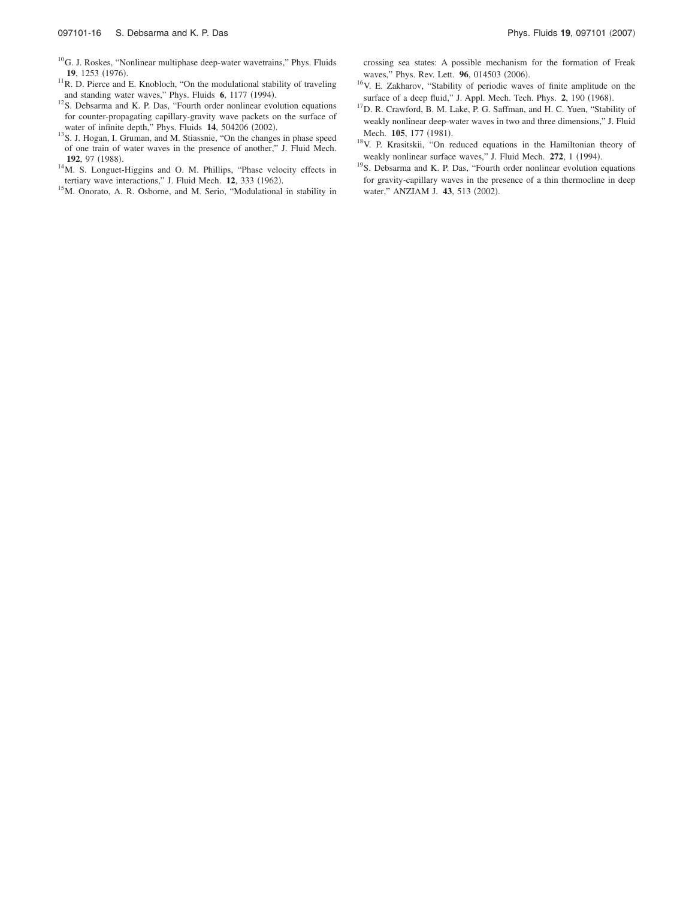[10] G. J. Roskes, "Nonlinear multiphase deep-water wavetrains," Phys. Fluids **19**, 1253 (1976).

[11] R. D. Pierce and E. Knobloch, "On the modulational stability of traveling and standing water waves," Phys. Fluids **6**, 1177 (1994).

[12] S. Debsarma and K. P. Das, "Fourth order nonlinear evolution equations for counter-propagating capillary-gravity wave packets on the surface of water of infinite depth," Phys. Fluids **14**, 504206 (2002).

[13] S. J. Hogan, I. Gruman, and M. Stiassnie, "On the changes in phase speed of one train of water waves in the presence of another," J. Fluid Mech. **192**, 97 (1988).

[14] M. S. Longuet-Higgins and O. M. Phillips, "Phase velocity effects in tertiary wave interactions," J. Fluid Mech. **12**, 333 (1962).

[15] M. Onorato, A. R. Osborne, and M. Serio, "Modulational in stability in crossing sea states: A possible mechanism for the formation of Freak waves," Phys. Rev. Lett. **96**, 014503 (2006).

[16] V. E. Zakharov, "Stability of periodic waves of finite amplitude on the surface of a deep fluid," J. Appl. Mech. Tech. Phys. **2**, 190 (1968).

[17] D. R. Crawford, B. M. Lake, P. G. Saffman, and H. C. Yuen, "Stability of weakly nonlinear deep-water waves in two and three dimensions," J. Fluid Mech. **105**, 177 (1981).

[18] V. P. Krasitskii, "On reduced equations in the Hamiltonian theory of weakly nonlinear surface waves," J. Fluid Mech. **272**, 1 (1994).

[19] S. Debsarma and K. P. Das, "Fourth order nonlinear evolution equations for gravity-capillary waves in the presence of a thin thermocline in deep water," ANZIAM J. **43**, 513 (2002).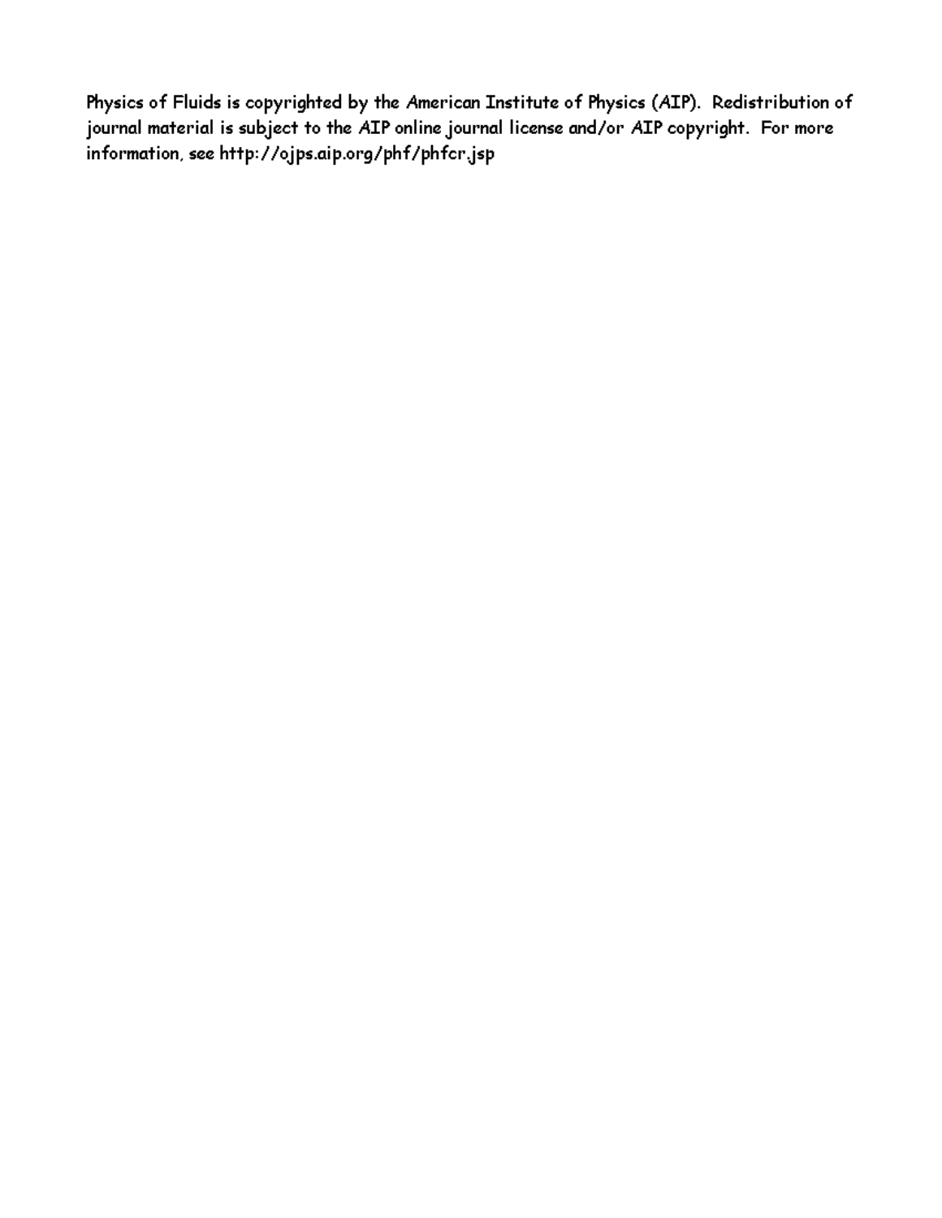Physics of Fluids is copyrighted by the American Institute of Physics (AIP). Redistribution of journal material is subject to the AIP online journal license and/or AIP copyright. For more information, see http://ojps.aip.org/phf/phfcr.jsp